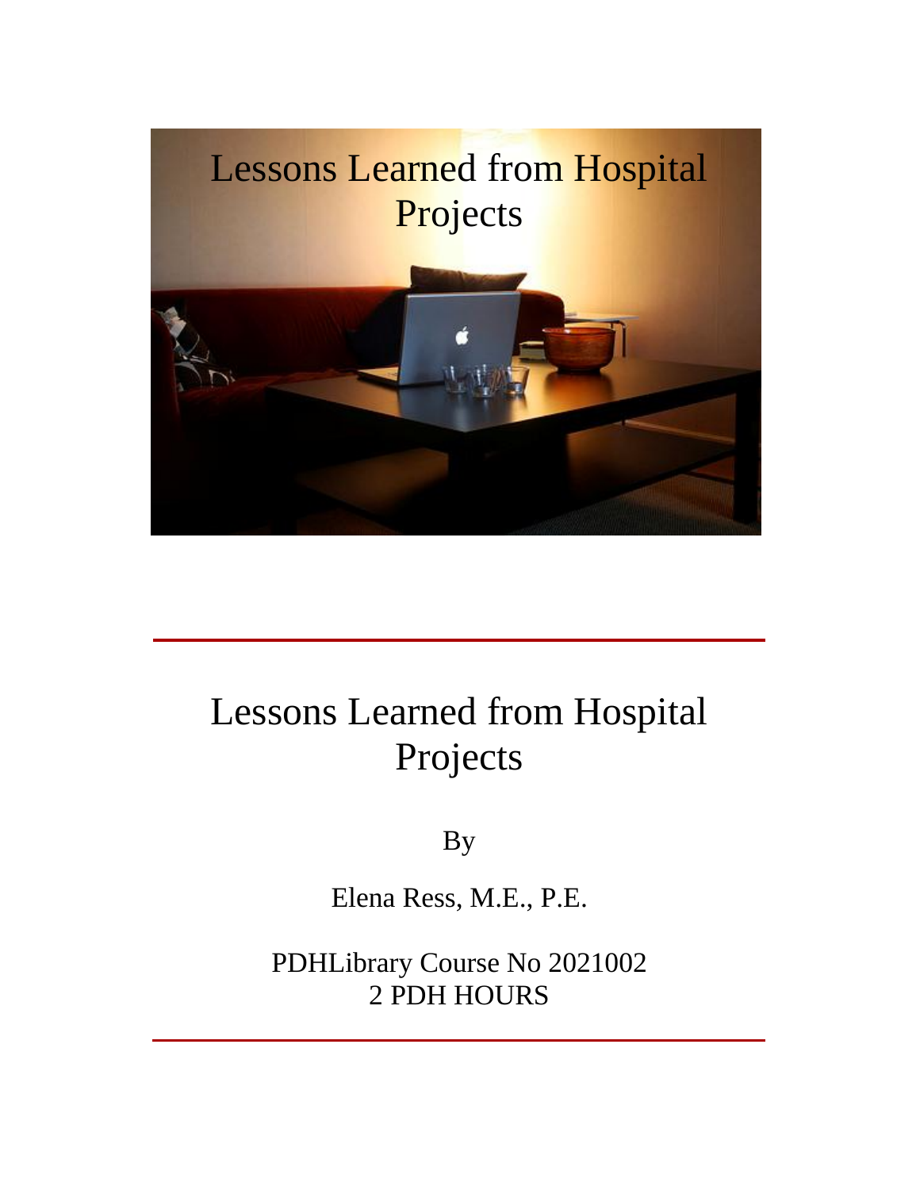Lessons Learned from Hospital Projects

# Lessons Learned from Hospital Projects

By

Elena Ress, M.E., P.E.

PDHLibrary Course No 2021002
2 PDH HOURS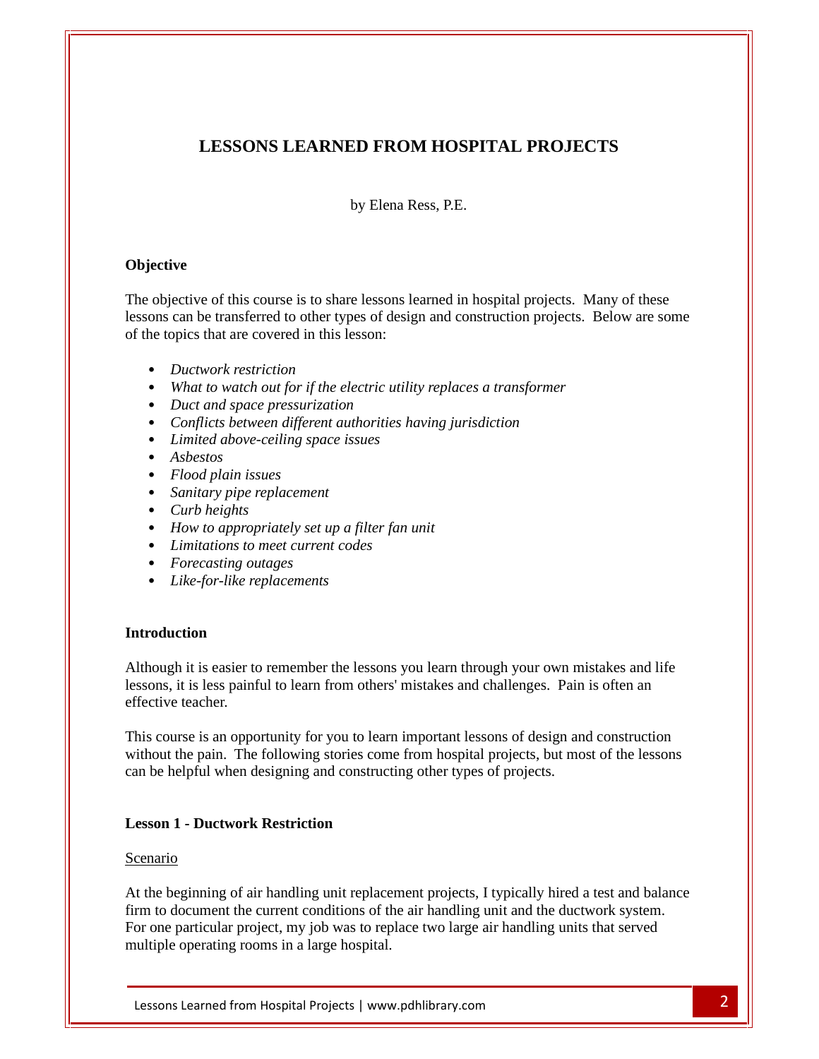# LESSONS LEARNED FROM HOSPITAL PROJECTS

by Elena Ress, P.E.

**Objective**

The objective of this course is to share lessons learned in hospital projects. Many of these lessons can be transferred to other types of design and construction projects. Below are some of the topics that are covered in this lesson:

- *Ductwork restriction*
- *What to watch out for if the electric utility replaces a transformer*
- *Duct and space pressurization*
- *Conflicts between different authorities having jurisdiction*
- *Limited above-ceiling space issues*
- *Asbestos*
- *Flood plain issues*
- *Sanitary pipe replacement*
- *Curb heights*
- *How to appropriately set up a filter fan unit*
- *Limitations to meet current codes*
- *Forecasting outages*
- *Like-for-like replacements*

**Introduction**

Although it is easier to remember the lessons you learn through your own mistakes and life lessons, it is less painful to learn from others' mistakes and challenges. Pain is often an effective teacher.

This course is an opportunity for you to learn important lessons of design and construction without the pain. The following stories come from hospital projects, but most of the lessons can be helpful when designing and constructing other types of projects.

**Lesson 1 - Ductwork Restriction**

<u>Scenario</u>

At the beginning of air handling unit replacement projects, I typically hired a test and balance firm to document the current conditions of the air handling unit and the ductwork system. For one particular project, my job was to replace two large air handling units that served multiple operating rooms in a large hospital.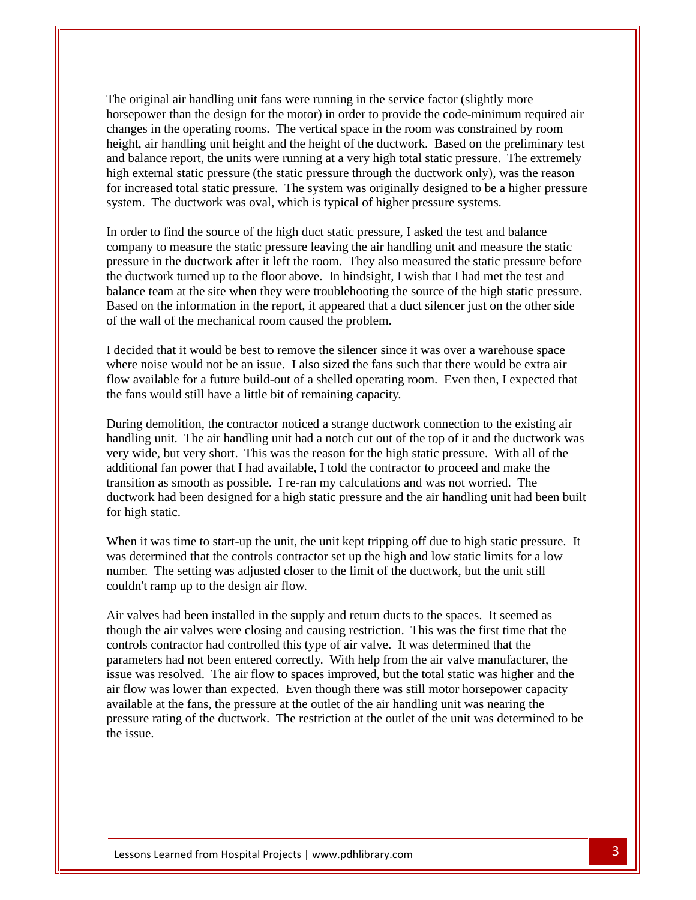The original air handling unit fans were running in the service factor (slightly more horsepower than the design for the motor) in order to provide the code-minimum required air changes in the operating rooms. The vertical space in the room was constrained by room height, air handling unit height and the height of the ductwork. Based on the preliminary test and balance report, the units were running at a very high total static pressure. The extremely high external static pressure (the static pressure through the ductwork only), was the reason for increased total static pressure. The system was originally designed to be a higher pressure system. The ductwork was oval, which is typical of higher pressure systems.

In order to find the source of the high duct static pressure, I asked the test and balance company to measure the static pressure leaving the air handling unit and measure the static pressure in the ductwork after it left the room. They also measured the static pressure before the ductwork turned up to the floor above. In hindsight, I wish that I had met the test and balance team at the site when they were troubleshooting the source of the high static pressure. Based on the information in the report, it appeared that a duct silencer just on the other side of the wall of the mechanical room caused the problem.

I decided that it would be best to remove the silencer since it was over a warehouse space where noise would not be an issue. I also sized the fans such that there would be extra air flow available for a future build-out of a shelled operating room. Even then, I expected that the fans would still have a little bit of remaining capacity.

During demolition, the contractor noticed a strange ductwork connection to the existing air handling unit. The air handling unit had a notch cut out of the top of it and the ductwork was very wide, but very short. This was the reason for the high static pressure. With all of the additional fan power that I had available, I told the contractor to proceed and make the transition as smooth as possible. I re-ran my calculations and was not worried. The ductwork had been designed for a high static pressure and the air handling unit had been built for high static.

When it was time to start-up the unit, the unit kept tripping off due to high static pressure. It was determined that the controls contractor set up the high and low static limits for a low number. The setting was adjusted closer to the limit of the ductwork, but the unit still couldn't ramp up to the design air flow.

Air valves had been installed in the supply and return ducts to the spaces. It seemed as though the air valves were closing and causing restriction. This was the first time that the controls contractor had controlled this type of air valve. It was determined that the parameters had not been entered correctly. With help from the air valve manufacturer, the issue was resolved. The air flow to spaces improved, but the total static was higher and the air flow was lower than expected. Even though there was still motor horsepower capacity available at the fans, the pressure at the outlet of the air handling unit was nearing the pressure rating of the ductwork. The restriction at the outlet of the unit was determined to be the issue.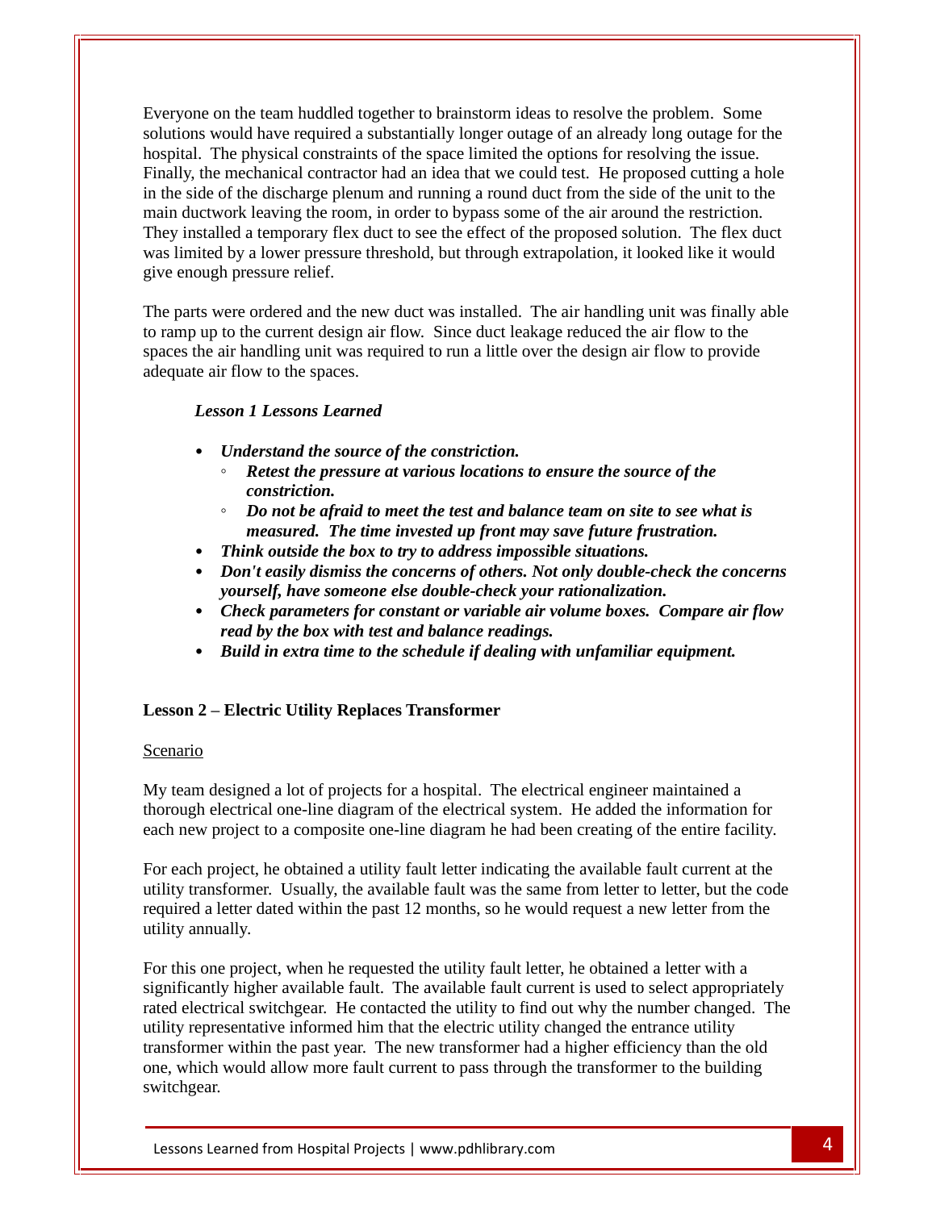Everyone on the team huddled together to brainstorm ideas to resolve the problem. Some solutions would have required a substantially longer outage of an already long outage for the hospital. The physical constraints of the space limited the options for resolving the issue. Finally, the mechanical contractor had an idea that we could test. He proposed cutting a hole in the side of the discharge plenum and running a round duct from the side of the unit to the main ductwork leaving the room, in order to bypass some of the air around the restriction. They installed a temporary flex duct to see the effect of the proposed solution. The flex duct was limited by a lower pressure threshold, but through extrapolation, it looked like it would give enough pressure relief.

The parts were ordered and the new duct was installed. The air handling unit was finally able to ramp up to the current design air flow. Since duct leakage reduced the air flow to the spaces the air handling unit was required to run a little over the design air flow to provide adequate air flow to the spaces.

***Lesson 1 Lessons Learned***

- ***Understand the source of the constriction.***
  - ***Retest the pressure at various locations to ensure the source of the constriction.***
  - ***Do not be afraid to meet the test and balance team on site to see what is measured. The time invested up front may save future frustration.***
- ***Think outside the box to try to address impossible situations.***
- ***Don't easily dismiss the concerns of others. Not only double-check the concerns yourself, have someone else double-check your rationalization.***
- ***Check parameters for constant or variable air volume boxes. Compare air flow read by the box with test and balance readings.***
- ***Build in extra time to the schedule if dealing with unfamiliar equipment.***

## Lesson 2 – Electric Utility Replaces Transformer

<u>Scenario</u>

My team designed a lot of projects for a hospital. The electrical engineer maintained a thorough electrical one-line diagram of the electrical system. He added the information for each new project to a composite one-line diagram he had been creating of the entire facility.

For each project, he obtained a utility fault letter indicating the available fault current at the utility transformer. Usually, the available fault was the same from letter to letter, but the code required a letter dated within the past 12 months, so he would request a new letter from the utility annually.

For this one project, when he requested the utility fault letter, he obtained a letter with a significantly higher available fault. The available fault current is used to select appropriately rated electrical switchgear. He contacted the utility to find out why the number changed. The utility representative informed him that the electric utility changed the entrance utility transformer within the past year. The new transformer had a higher efficiency than the old one, which would allow more fault current to pass through the transformer to the building switchgear.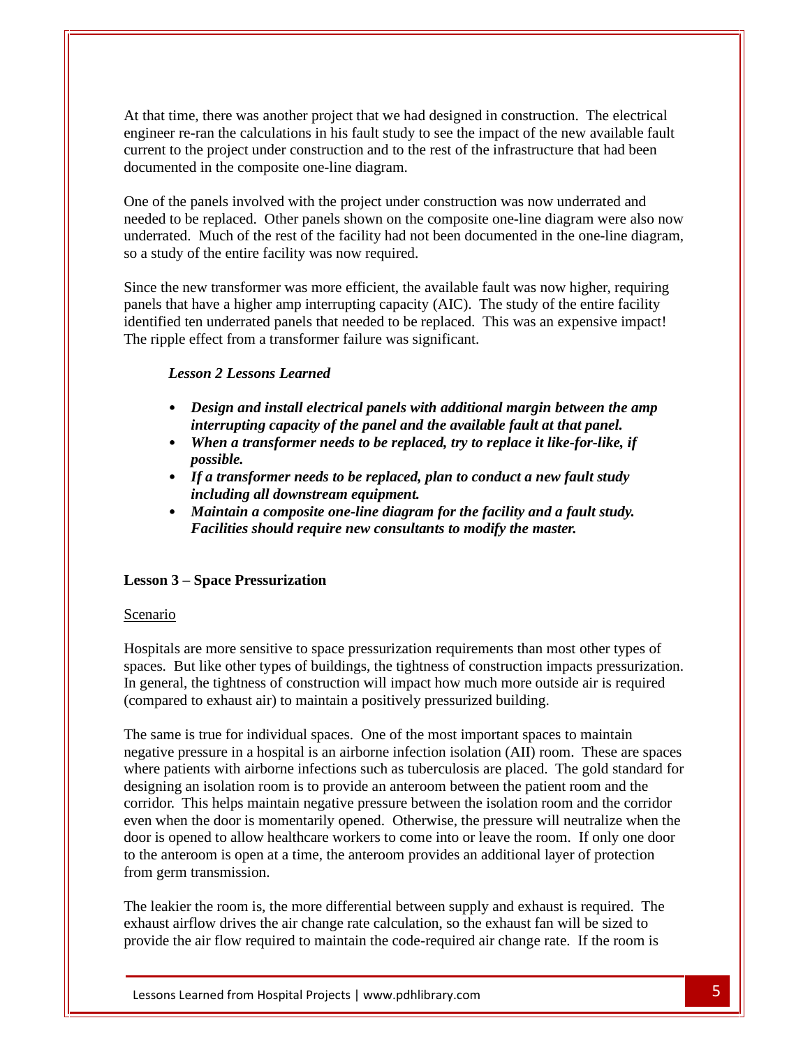At that time, there was another project that we had designed in construction. The electrical engineer re-ran the calculations in his fault study to see the impact of the new available fault current to the project under construction and to the rest of the infrastructure that had been documented in the composite one-line diagram.

One of the panels involved with the project under construction was now underrated and needed to be replaced. Other panels shown on the composite one-line diagram were also now underrated. Much of the rest of the facility had not been documented in the one-line diagram, so a study of the entire facility was now required.

Since the new transformer was more efficient, the available fault was now higher, requiring panels that have a higher amp interrupting capacity (AIC). The study of the entire facility identified ten underrated panels that needed to be replaced. This was an expensive impact! The ripple effect from a transformer failure was significant.

***Lesson 2 Lessons Learned***

- ***Design and install electrical panels with additional margin between the amp interrupting capacity of the panel and the available fault at that panel.***
- ***When a transformer needs to be replaced, try to replace it like-for-like, if possible.***
- ***If a transformer needs to be replaced, plan to conduct a new fault study including all downstream equipment.***
- ***Maintain a composite one-line diagram for the facility and a fault study. Facilities should require new consultants to modify the master.***

## Lesson 3 – Space Pressurization

Scenario

Hospitals are more sensitive to space pressurization requirements than most other types of spaces. But like other types of buildings, the tightness of construction impacts pressurization. In general, the tightness of construction will impact how much more outside air is required (compared to exhaust air) to maintain a positively pressurized building.

The same is true for individual spaces. One of the most important spaces to maintain negative pressure in a hospital is an airborne infection isolation (AII) room. These are spaces where patients with airborne infections such as tuberculosis are placed. The gold standard for designing an isolation room is to provide an anteroom between the patient room and the corridor. This helps maintain negative pressure between the isolation room and the corridor even when the door is momentarily opened. Otherwise, the pressure will neutralize when the door is opened to allow healthcare workers to come into or leave the room. If only one door to the anteroom is open at a time, the anteroom provides an additional layer of protection from germ transmission.

The leakier the room is, the more differential between supply and exhaust is required. The exhaust airflow drives the air change rate calculation, so the exhaust fan will be sized to provide the air flow required to maintain the code-required air change rate. If the room is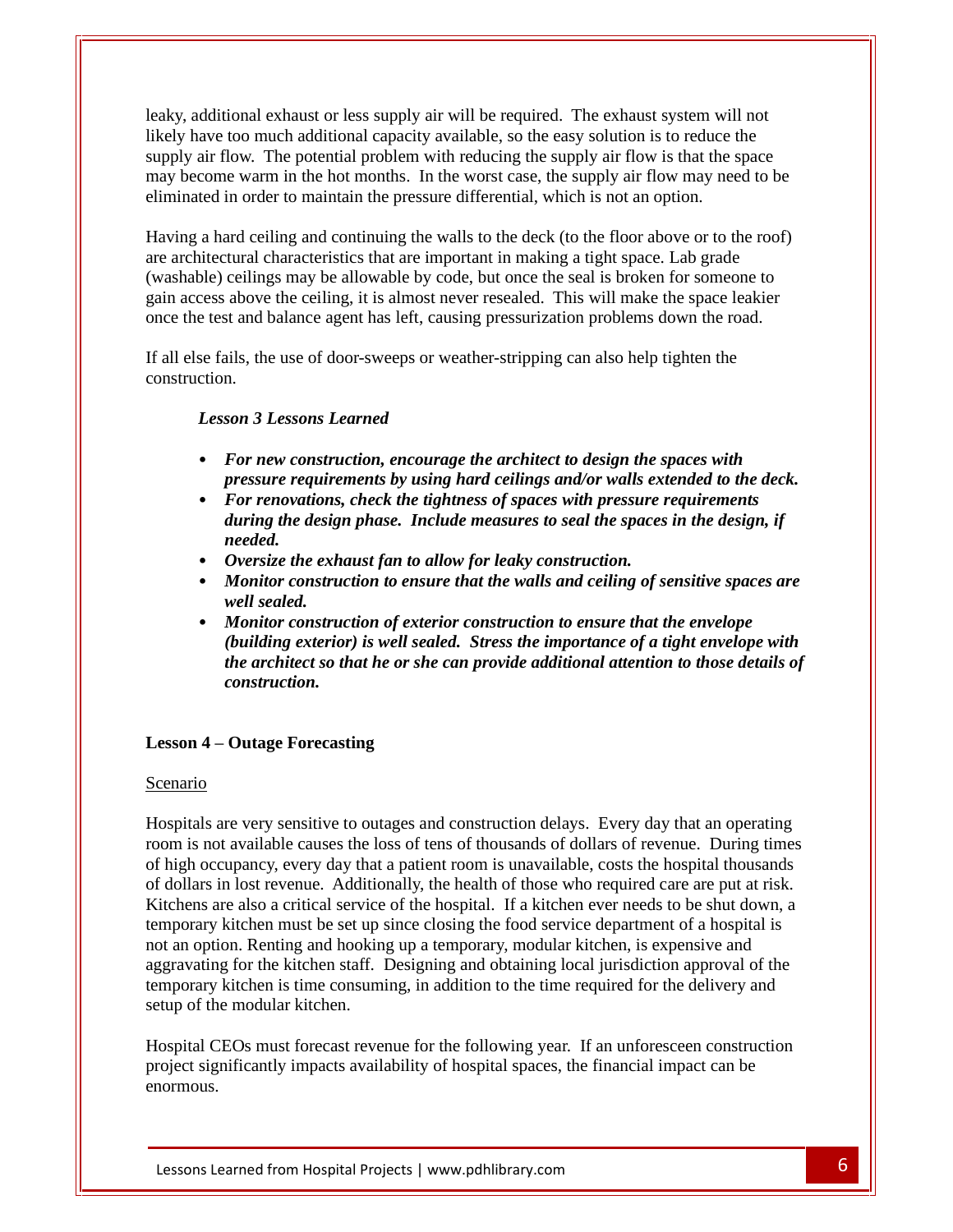leaky, additional exhaust or less supply air will be required. The exhaust system will not likely have too much additional capacity available, so the easy solution is to reduce the supply air flow. The potential problem with reducing the supply air flow is that the space may become warm in the hot months. In the worst case, the supply air flow may need to be eliminated in order to maintain the pressure differential, which is not an option.

Having a hard ceiling and continuing the walls to the deck (to the floor above or to the roof) are architectural characteristics that are important in making a tight space. Lab grade (washable) ceilings may be allowable by code, but once the seal is broken for someone to gain access above the ceiling, it is almost never resealed. This will make the space leakier once the test and balance agent has left, causing pressurization problems down the road.

If all else fails, the use of door-sweeps or weather-stripping can also help tighten the construction.

***Lesson 3 Lessons Learned***

- ***For new construction, encourage the architect to design the spaces with pressure requirements by using hard ceilings and/or walls extended to the deck.***
- ***For renovations, check the tightness of spaces with pressure requirements during the design phase. Include measures to seal the spaces in the design, if needed.***
- ***Oversize the exhaust fan to allow for leaky construction.***
- ***Monitor construction to ensure that the walls and ceiling of sensitive spaces are well sealed.***
- ***Monitor construction of exterior construction to ensure that the envelope (building exterior) is well sealed. Stress the importance of a tight envelope with the architect so that he or she can provide additional attention to those details of construction.***

## Lesson 4 – Outage Forecasting

Scenario

Hospitals are very sensitive to outages and construction delays. Every day that an operating room is not available causes the loss of tens of thousands of dollars of revenue. During times of high occupancy, every day that a patient room is unavailable, costs the hospital thousands of dollars in lost revenue. Additionally, the health of those who required care are put at risk. Kitchens are also a critical service of the hospital. If a kitchen ever needs to be shut down, a temporary kitchen must be set up since closing the food service department of a hospital is not an option. Renting and hooking up a temporary, modular kitchen, is expensive and aggravating for the kitchen staff. Designing and obtaining local jurisdiction approval of the temporary kitchen is time consuming, in addition to the time required for the delivery and setup of the modular kitchen.

Hospital CEOs must forecast revenue for the following year. If an unforesceen construction project significantly impacts availability of hospital spaces, the financial impact can be enormous.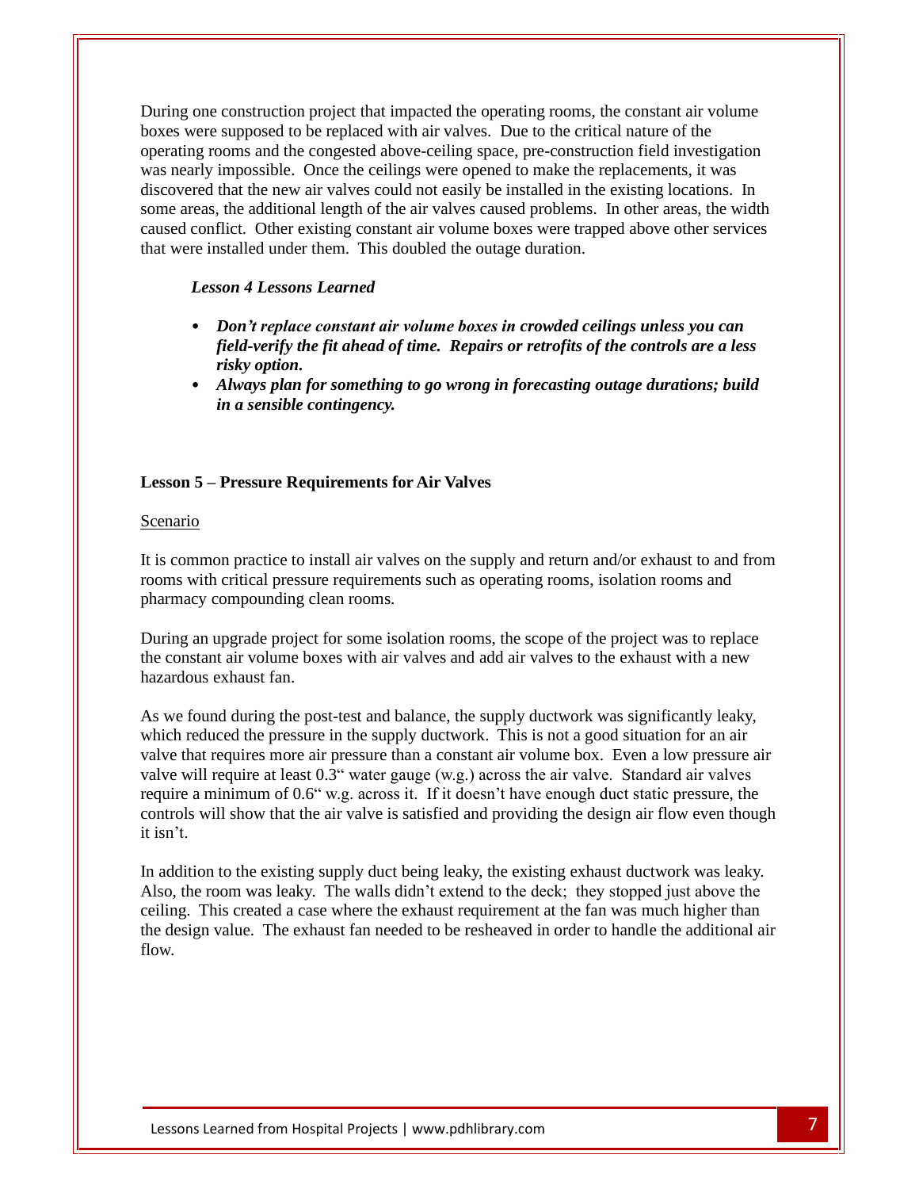During one construction project that impacted the operating rooms, the constant air volume boxes were supposed to be replaced with air valves. Due to the critical nature of the operating rooms and the congested above-ceiling space, pre-construction field investigation was nearly impossible. Once the ceilings were opened to make the replacements, it was discovered that the new air valves could not easily be installed in the existing locations. In some areas, the additional length of the air valves caused problems. In other areas, the width caused conflict. Other existing constant air volume boxes were trapped above other services that were installed under them. This doubled the outage duration.

***Lesson 4 Lessons Learned***

- ***Don't replace constant air volume boxes in crowded ceilings unless you can field-verify the fit ahead of time. Repairs or retrofits of the controls are a less risky option.***
- ***Always plan for something to go wrong in forecasting outage durations; build in a sensible contingency.***

## Lesson 5 – Pressure Requirements for Air Valves

<u>Scenario</u>

It is common practice to install air valves on the supply and return and/or exhaust to and from rooms with critical pressure requirements such as operating rooms, isolation rooms and pharmacy compounding clean rooms.

During an upgrade project for some isolation rooms, the scope of the project was to replace the constant air volume boxes with air valves and add air valves to the exhaust with a new hazardous exhaust fan.

As we found during the post-test and balance, the supply ductwork was significantly leaky, which reduced the pressure in the supply ductwork. This is not a good situation for an air valve that requires more air pressure than a constant air volume box. Even a low pressure air valve will require at least 0.3" water gauge (w.g.) across the air valve. Standard air valves require a minimum of 0.6" w.g. across it. If it doesn't have enough duct static pressure, the controls will show that the air valve is satisfied and providing the design air flow even though it isn't.

In addition to the existing supply duct being leaky, the existing exhaust ductwork was leaky. Also, the room was leaky. The walls didn't extend to the deck; they stopped just above the ceiling. This created a case where the exhaust requirement at the fan was much higher than the design value. The exhaust fan needed to be resheaved in order to handle the additional air flow.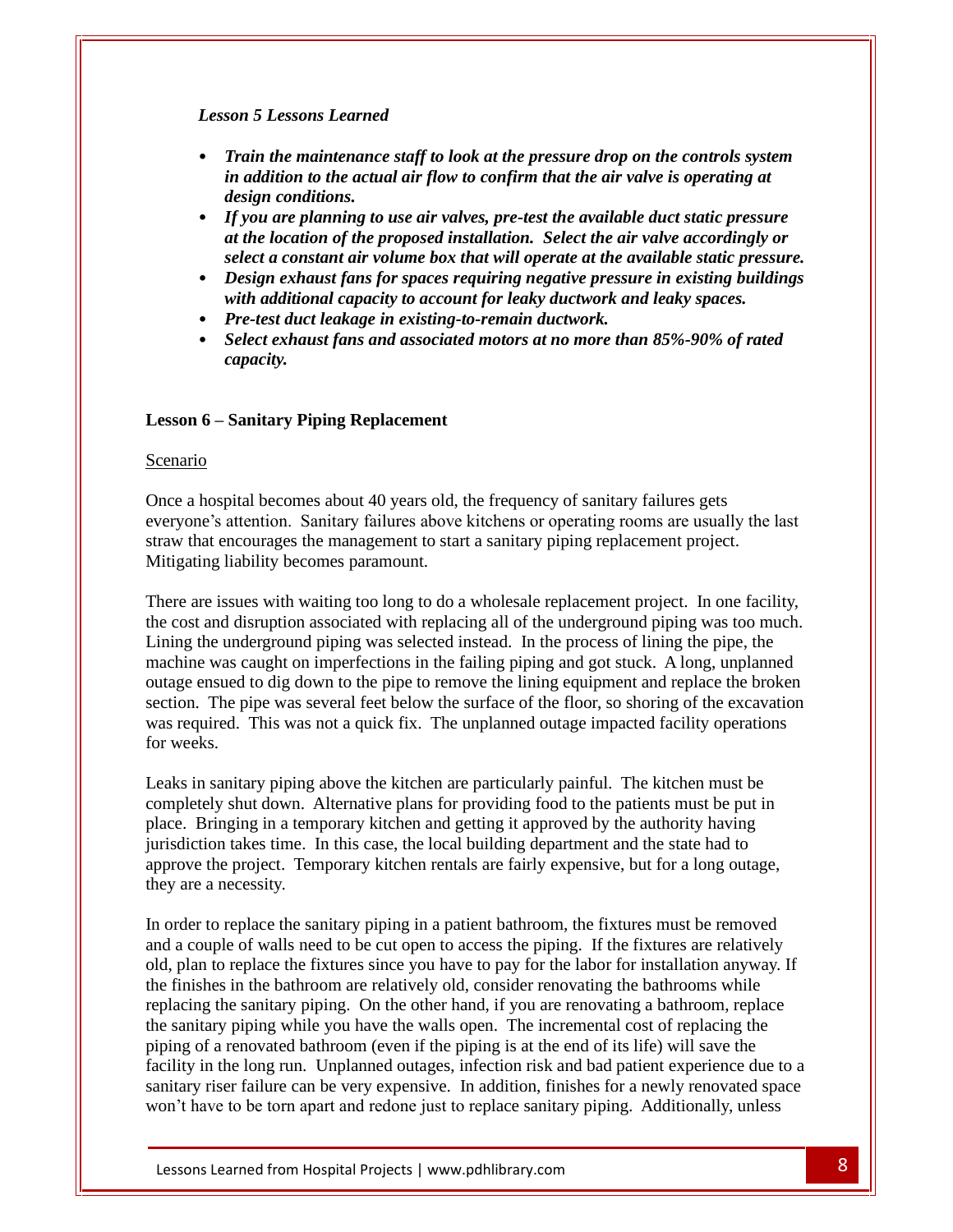***Lesson 5 Lessons Learned***

- ***Train the maintenance staff to look at the pressure drop on the controls system in addition to the actual air flow to confirm that the air valve is operating at design conditions.***
- ***If you are planning to use air valves, pre-test the available duct static pressure at the location of the proposed installation. Select the air valve accordingly or select a constant air volume box that will operate at the available static pressure.***
- ***Design exhaust fans for spaces requiring negative pressure in existing buildings with additional capacity to account for leaky ductwork and leaky spaces.***
- ***Pre-test duct leakage in existing-to-remain ductwork.***
- ***Select exhaust fans and associated motors at no more than 85%-90% of rated capacity.***

## Lesson 6 – Sanitary Piping Replacement

Scenario

Once a hospital becomes about 40 years old, the frequency of sanitary failures gets everyone's attention. Sanitary failures above kitchens or operating rooms are usually the last straw that encourages the management to start a sanitary piping replacement project. Mitigating liability becomes paramount.

There are issues with waiting too long to do a wholesale replacement project. In one facility, the cost and disruption associated with replacing all of the underground piping was too much. Lining the underground piping was selected instead. In the process of lining the pipe, the machine was caught on imperfections in the failing piping and got stuck. A long, unplanned outage ensued to dig down to the pipe to remove the lining equipment and replace the broken section. The pipe was several feet below the surface of the floor, so shoring of the excavation was required. This was not a quick fix. The unplanned outage impacted facility operations for weeks.

Leaks in sanitary piping above the kitchen are particularly painful. The kitchen must be completely shut down. Alternative plans for providing food to the patients must be put in place. Bringing in a temporary kitchen and getting it approved by the authority having jurisdiction takes time. In this case, the local building department and the state had to approve the project. Temporary kitchen rentals are fairly expensive, but for a long outage, they are a necessity.

In order to replace the sanitary piping in a patient bathroom, the fixtures must be removed and a couple of walls need to be cut open to access the piping. If the fixtures are relatively old, plan to replace the fixtures since you have to pay for the labor for installation anyway. If the finishes in the bathroom are relatively old, consider renovating the bathrooms while replacing the sanitary piping. On the other hand, if you are renovating a bathroom, replace the sanitary piping while you have the walls open. The incremental cost of replacing the piping of a renovated bathroom (even if the piping is at the end of its life) will save the facility in the long run. Unplanned outages, infection risk and bad patient experience due to a sanitary riser failure can be very expensive. In addition, finishes for a newly renovated space won't have to be torn apart and redone just to replace sanitary piping. Additionally, unless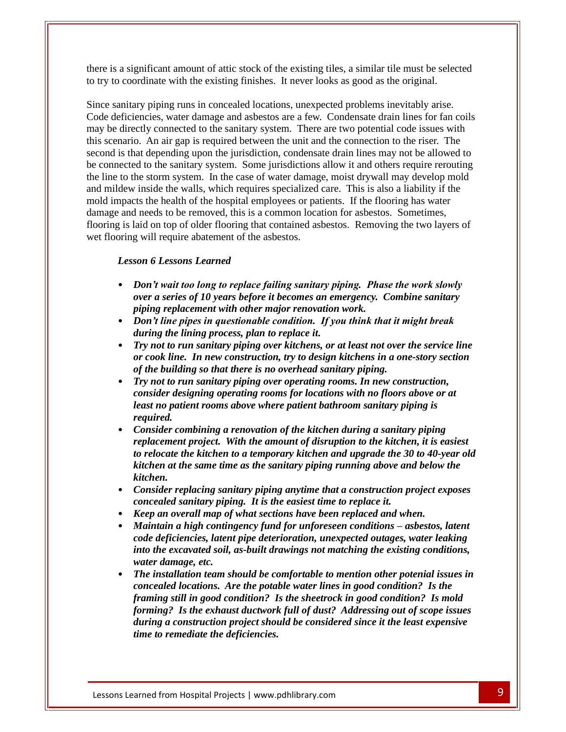there is a significant amount of attic stock of the existing tiles, a similar tile must be selected to try to coordinate with the existing finishes. It never looks as good as the original.

Since sanitary piping runs in concealed locations, unexpected problems inevitably arise. Code deficiencies, water damage and asbestos are a few. Condensate drain lines for fan coils may be directly connected to the sanitary system. There are two potential code issues with this scenario. An air gap is required between the unit and the connection to the riser. The second is that depending upon the jurisdiction, condensate drain lines may not be allowed to be connected to the sanitary system. Some jurisdictions allow it and others require rerouting the line to the storm system. In the case of water damage, moist drywall may develop mold and mildew inside the walls, which requires specialized care. This is also a liability if the mold impacts the health of the hospital employees or patients. If the flooring has water damage and needs to be removed, this is a common location for asbestos. Sometimes, flooring is laid on top of older flooring that contained asbestos. Removing the two layers of wet flooring will require abatement of the asbestos.

***Lesson 6 Lessons Learned***

- ***Don't wait too long to replace failing sanitary piping. Phase the work slowly over a series of 10 years before it becomes an emergency. Combine sanitary piping replacement with other major renovation work.***
- ***Don't line pipes in questionable condition. If you think that it might break during the lining process, plan to replace it.***
- ***Try not to run sanitary piping over kitchens, or at least not over the service line or cook line. In new construction, try to design kitchens in a one-story section of the building so that there is no overhead sanitary piping.***
- ***Try not to run sanitary piping over operating rooms. In new construction, consider designing operating rooms for locations with no floors above or at least no patient rooms above where patient bathroom sanitary piping is required.***
- ***Consider combining a renovation of the kitchen during a sanitary piping replacement project. With the amount of disruption to the kitchen, it is easiest to relocate the kitchen to a temporary kitchen and upgrade the 30 to 40-year old kitchen at the same time as the sanitary piping running above and below the kitchen.***
- ***Consider replacing sanitary piping anytime that a construction project exposes concealed sanitary piping. It is the easiest time to replace it.***
- ***Keep an overall map of what sections have been replaced and when.***
- ***Maintain a high contingency fund for unforeseen conditions – asbestos, latent code deficiencies, latent pipe deterioration, unexpected outages, water leaking into the excavated soil, as-built drawings not matching the existing conditions, water damage, etc.***
- ***The installation team should be comfortable to mention other potenial issues in concealed locations. Are the potable water lines in good condition? Is the framing still in good condition? Is the sheetrock in good condition? Is mold forming? Is the exhaust ductwork full of dust? Addressing out of scope issues during a construction project should be considered since it the least expensive time to remediate the deficiencies.***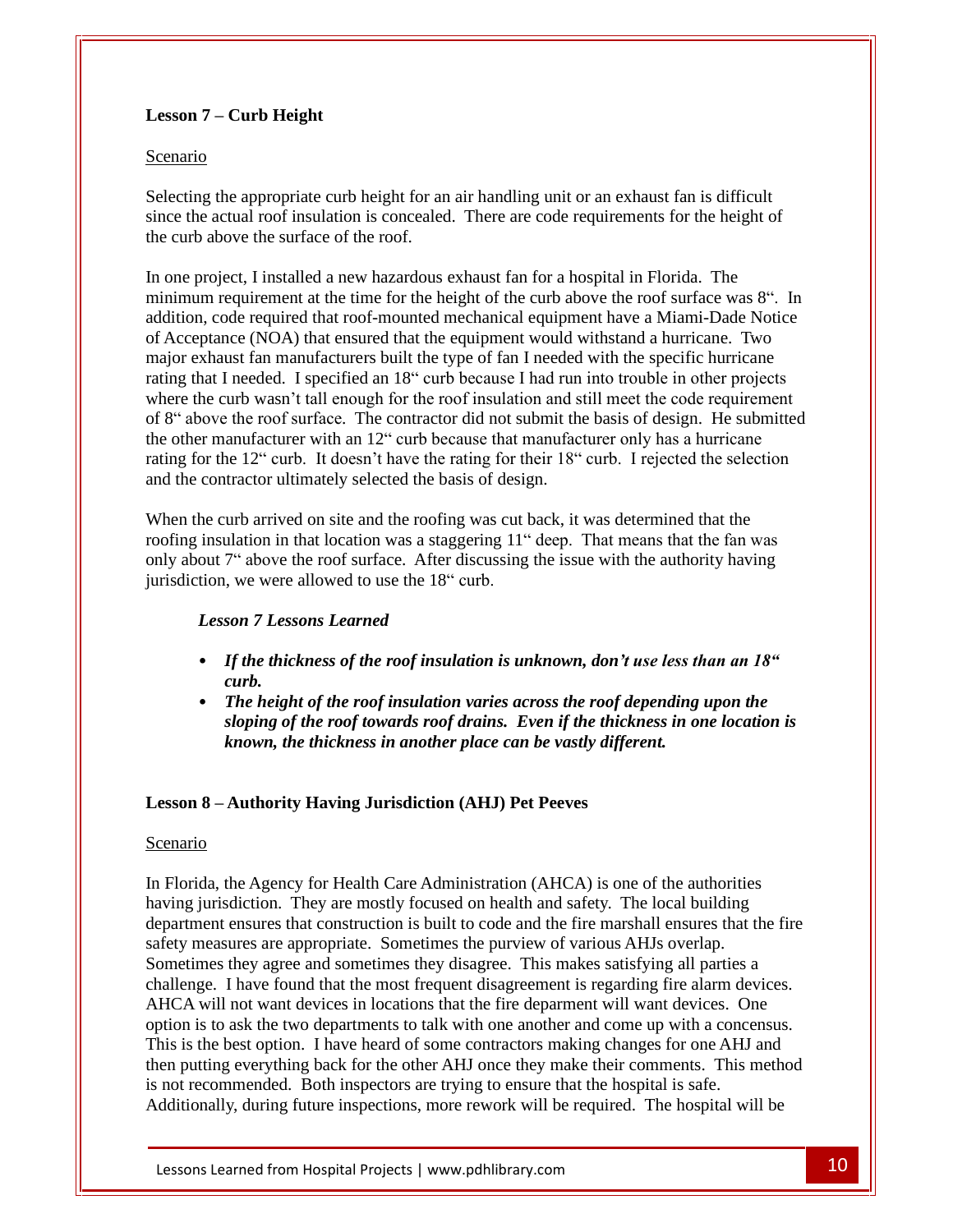### Lesson 7 – Curb Height

Scenario

Selecting the appropriate curb height for an air handling unit or an exhaust fan is difficult since the actual roof insulation is concealed. There are code requirements for the height of the curb above the surface of the roof.

In one project, I installed a new hazardous exhaust fan for a hospital in Florida. The minimum requirement at the time for the height of the curb above the roof surface was 8". In addition, code required that roof-mounted mechanical equipment have a Miami-Dade Notice of Acceptance (NOA) that ensured that the equipment would withstand a hurricane. Two major exhaust fan manufacturers built the type of fan I needed with the specific hurricane rating that I needed. I specified an 18" curb because I had run into trouble in other projects where the curb wasn't tall enough for the roof insulation and still meet the code requirement of 8" above the roof surface. The contractor did not submit the basis of design. He submitted the other manufacturer with an 12" curb because that manufacturer only has a hurricane rating for the 12" curb. It doesn't have the rating for their 18" curb. I rejected the selection and the contractor ultimately selected the basis of design.

When the curb arrived on site and the roofing was cut back, it was determined that the roofing insulation in that location was a staggering 11" deep. That means that the fan was only about 7" above the roof surface. After discussing the issue with the authority having jurisdiction, we were allowed to use the 18" curb.

#### *Lesson 7 Lessons Learned*

- ***If the thickness of the roof insulation is unknown, don't use less than an 18" curb.***
- ***The height of the roof insulation varies across the roof depending upon the sloping of the roof towards roof drains. Even if the thickness in one location is known, the thickness in another place can be vastly different.***

### Lesson 8 – Authority Having Jurisdiction (AHJ) Pet Peeves

Scenario

In Florida, the Agency for Health Care Administration (AHCA) is one of the authorities having jurisdiction. They are mostly focused on health and safety. The local building department ensures that construction is built to code and the fire marshall ensures that the fire safety measures are appropriate. Sometimes the purview of various AHJs overlap. Sometimes they agree and sometimes they disagree. This makes satisfying all parties a challenge. I have found that the most frequent disagreement is regarding fire alarm devices. AHCA will not want devices in locations that the fire deparment will want devices. One option is to ask the two departments to talk with one another and come up with a concensus. This is the best option. I have heard of some contractors making changes for one AHJ and then putting everything back for the other AHJ once they make their comments. This method is not recommended. Both inspectors are trying to ensure that the hospital is safe. Additionally, during future inspections, more rework will be required. The hospital will be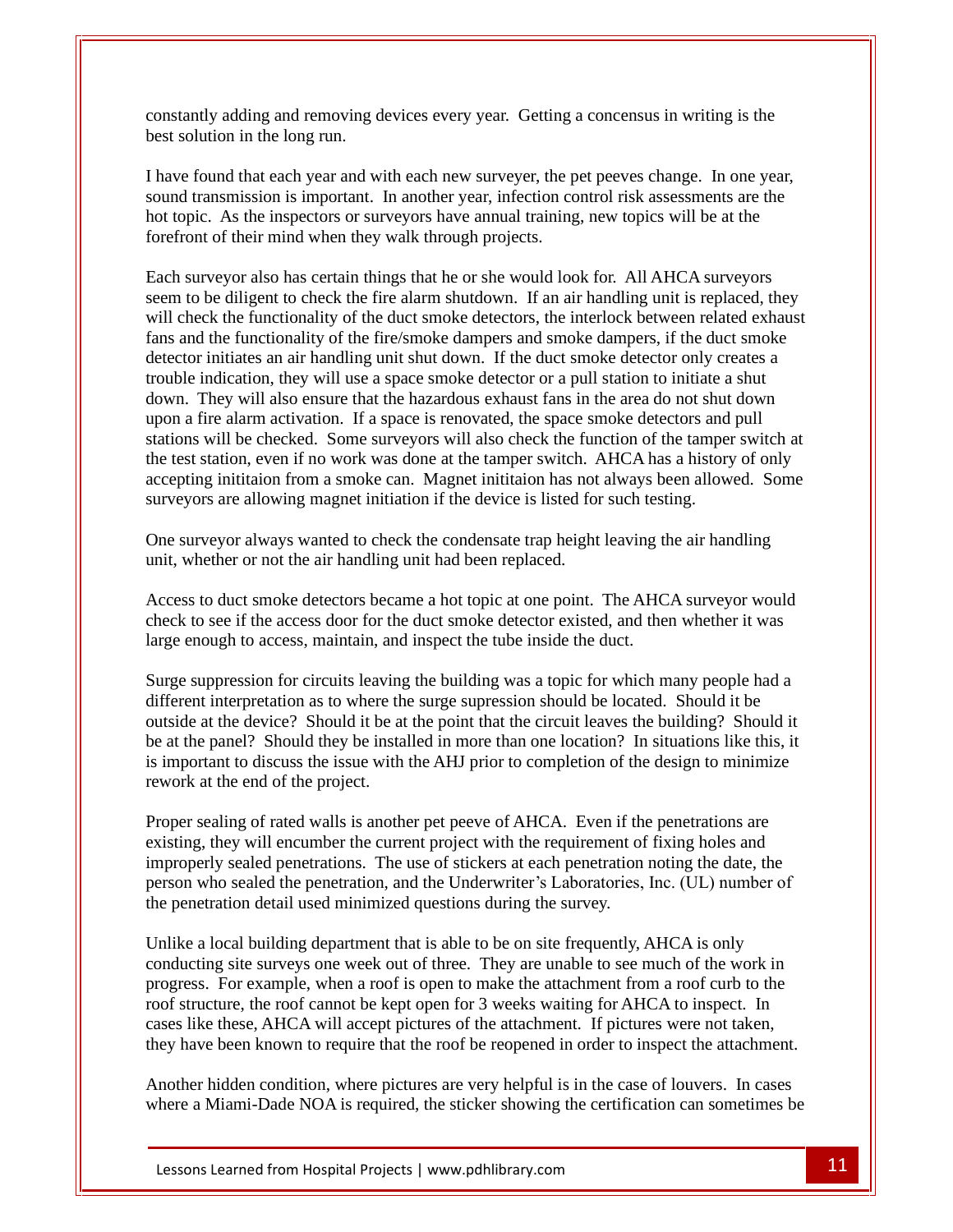constantly adding and removing devices every year. Getting a concensus in writing is the best solution in the long run.

I have found that each year and with each new surveyer, the pet peeves change. In one year, sound transmission is important. In another year, infection control risk assessments are the hot topic. As the inspectors or surveyors have annual training, new topics will be at the forefront of their mind when they walk through projects.

Each surveyor also has certain things that he or she would look for. All AHCA surveyors seem to be diligent to check the fire alarm shutdown. If an air handling unit is replaced, they will check the functionality of the duct smoke detectors, the interlock between related exhaust fans and the functionality of the fire/smoke dampers and smoke dampers, if the duct smoke detector initiates an air handling unit shut down. If the duct smoke detector only creates a trouble indication, they will use a space smoke detector or a pull station to initiate a shut down. They will also ensure that the hazardous exhaust fans in the area do not shut down upon a fire alarm activation. If a space is renovated, the space smoke detectors and pull stations will be checked. Some surveyors will also check the function of the tamper switch at the test station, even if no work was done at the tamper switch. AHCA has a history of only accepting inititaion from a smoke can. Magnet inititaion has not always been allowed. Some surveyors are allowing magnet initiation if the device is listed for such testing.

One surveyor always wanted to check the condensate trap height leaving the air handling unit, whether or not the air handling unit had been replaced.

Access to duct smoke detectors became a hot topic at one point. The AHCA surveyor would check to see if the access door for the duct smoke detector existed, and then whether it was large enough to access, maintain, and inspect the tube inside the duct.

Surge suppression for circuits leaving the building was a topic for which many people had a different interpretation as to where the surge supression should be located. Should it be outside at the device? Should it be at the point that the circuit leaves the building? Should it be at the panel? Should they be installed in more than one location? In situations like this, it is important to discuss the issue with the AHJ prior to completion of the design to minimize rework at the end of the project.

Proper sealing of rated walls is another pet peeve of AHCA. Even if the penetrations are existing, they will encumber the current project with the requirement of fixing holes and improperly sealed penetrations. The use of stickers at each penetration noting the date, the person who sealed the penetration, and the Underwriter's Laboratories, Inc. (UL) number of the penetration detail used minimized questions during the survey.

Unlike a local building department that is able to be on site frequently, AHCA is only conducting site surveys one week out of three. They are unable to see much of the work in progress. For example, when a roof is open to make the attachment from a roof curb to the roof structure, the roof cannot be kept open for 3 weeks waiting for AHCA to inspect. In cases like these, AHCA will accept pictures of the attachment. If pictures were not taken, they have been known to require that the roof be reopened in order to inspect the attachment.

Another hidden condition, where pictures are very helpful is in the case of louvers. In cases where a Miami-Dade NOA is required, the sticker showing the certification can sometimes be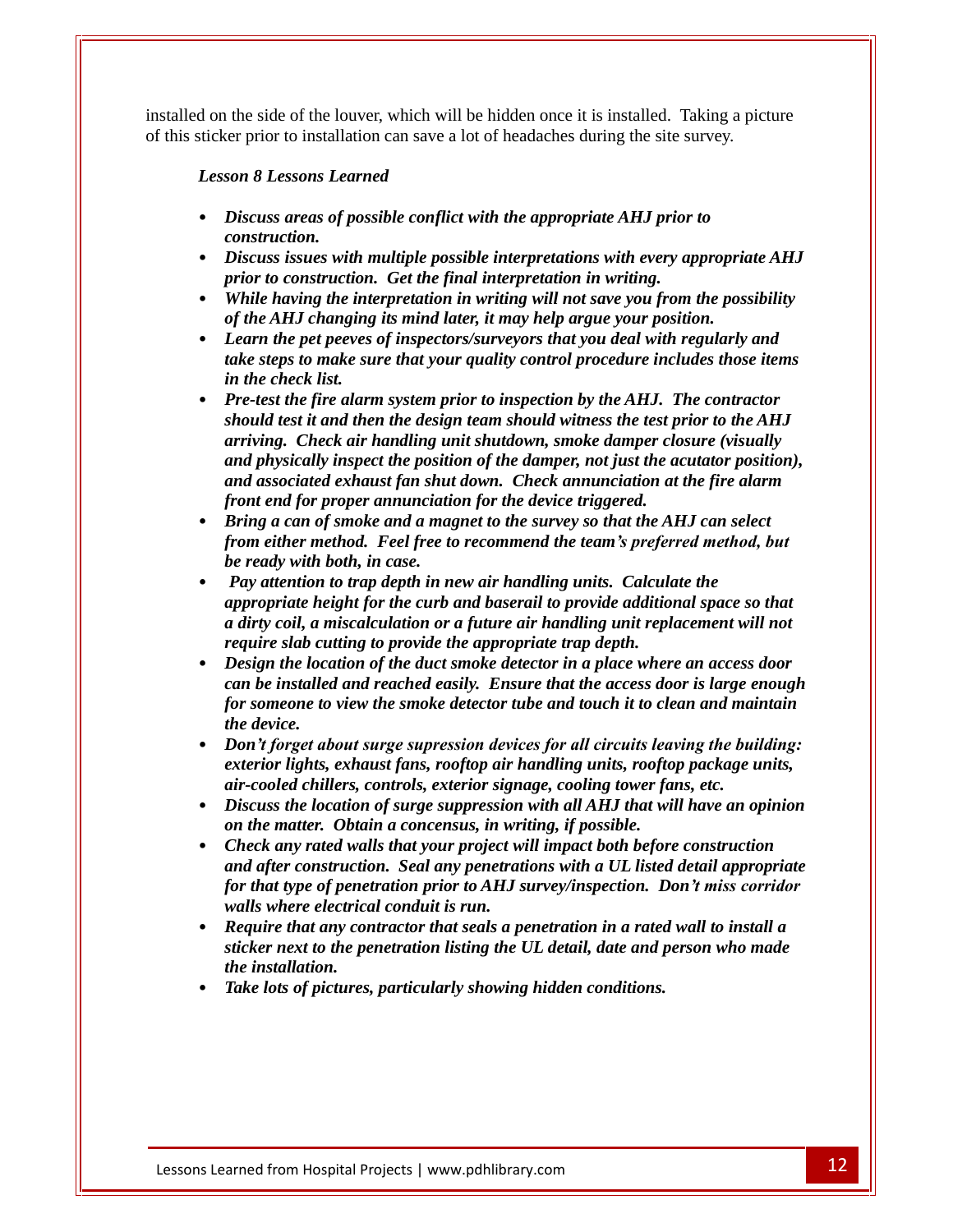installed on the side of the louver, which will be hidden once it is installed. Taking a picture of this sticker prior to installation can save a lot of headaches during the site survey.

***Lesson 8 Lessons Learned***

- ***Discuss areas of possible conflict with the appropriate AHJ prior to construction.***
- ***Discuss issues with multiple possible interpretations with every appropriate AHJ prior to construction. Get the final interpretation in writing.***
- ***While having the interpretation in writing will not save you from the possibility of the AHJ changing its mind later, it may help argue your position.***
- ***Learn the pet peeves of inspectors/surveyors that you deal with regularly and take steps to make sure that your quality control procedure includes those items in the check list.***
- ***Pre-test the fire alarm system prior to inspection by the AHJ. The contractor should test it and then the design team should witness the test prior to the AHJ arriving. Check air handling unit shutdown, smoke damper closure (visually and physically inspect the position of the damper, not just the acutator position), and associated exhaust fan shut down. Check annunciation at the fire alarm front end for proper annunciation for the device triggered.***
- ***Bring a can of smoke and a magnet to the survey so that the AHJ can select from either method. Feel free to recommend the team's preferred method, but be ready with both, in case.***
- ***Pay attention to trap depth in new air handling units. Calculate the appropriate height for the curb and baserail to provide additional space so that a dirty coil, a miscalculation or a future air handling unit replacement will not require slab cutting to provide the appropriate trap depth.***
- ***Design the location of the duct smoke detector in a place where an access door can be installed and reached easily. Ensure that the access door is large enough for someone to view the smoke detector tube and touch it to clean and maintain the device.***
- ***Don't forget about surge supression devices for all circuits leaving the building: exterior lights, exhaust fans, rooftop air handling units, rooftop package units, air-cooled chillers, controls, exterior signage, cooling tower fans, etc.***
- ***Discuss the location of surge suppression with all AHJ that will have an opinion on the matter. Obtain a concensus, in writing, if possible.***
- ***Check any rated walls that your project will impact both before construction and after construction. Seal any penetrations with a UL listed detail appropriate for that type of penetration prior to AHJ survey/inspection. Don't miss corridor walls where electrical conduit is run.***
- ***Require that any contractor that seals a penetration in a rated wall to install a sticker next to the penetration listing the UL detail, date and person who made the installation.***
- ***Take lots of pictures, particularly showing hidden conditions.***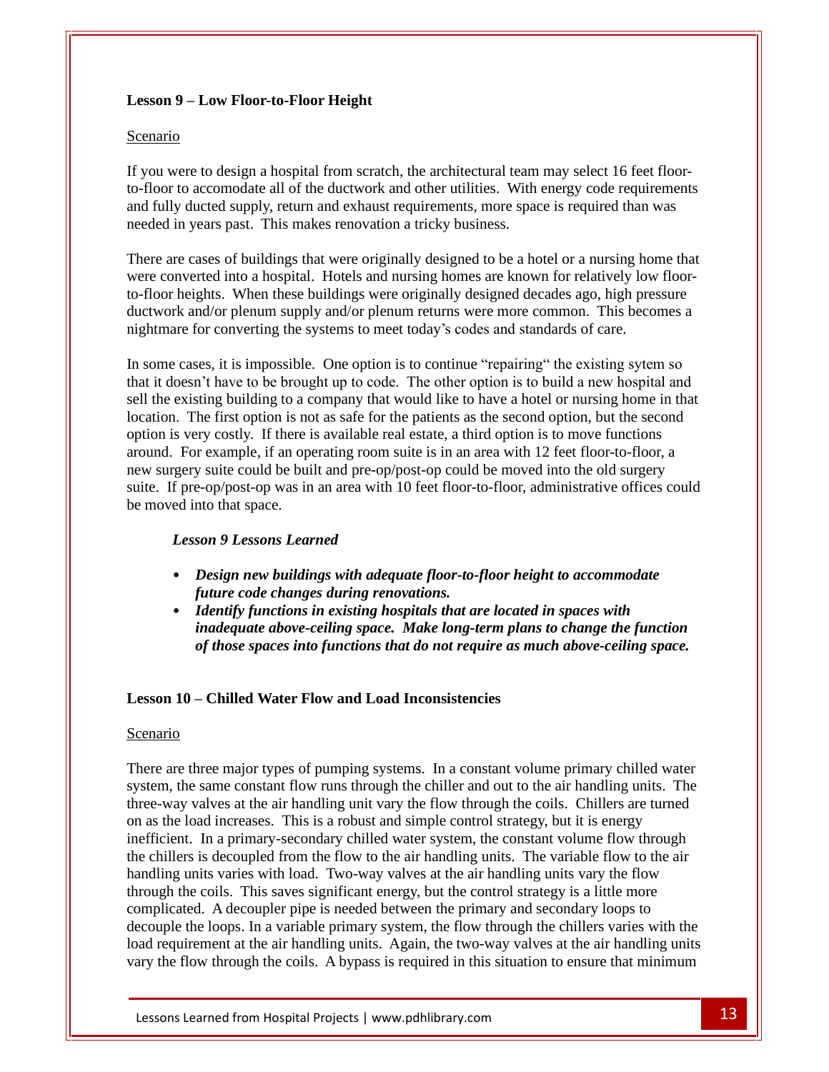### Lesson 9 – Low Floor-to-Floor Height

Scenario

If you were to design a hospital from scratch, the architectural team may select 16 feet floor-to-floor to accomodate all of the ductwork and other utilities. With energy code requirements and fully ducted supply, return and exhaust requirements, more space is required than was needed in years past. This makes renovation a tricky business.

There are cases of buildings that were originally designed to be a hotel or a nursing home that were converted into a hospital. Hotels and nursing homes are known for relatively low floor-to-floor heights. When these buildings were originally designed decades ago, high pressure ductwork and/or plenum supply and/or plenum returns were more common. This becomes a nightmare for converting the systems to meet today's codes and standards of care.

In some cases, it is impossible. One option is to continue "repairing" the existing sytem so that it doesn't have to be brought up to code. The other option is to build a new hospital and sell the existing building to a company that would like to have a hotel or nursing home in that location. The first option is not as safe for the patients as the second option, but the second option is very costly. If there is available real estate, a third option is to move functions around. For example, if an operating room suite is in an area with 12 feet floor-to-floor, a new surgery suite could be built and pre-op/post-op could be moved into the old surgery suite. If pre-op/post-op was in an area with 10 feet floor-to-floor, administrative offices could be moved into that space.

***Lesson 9 Lessons Learned***

- ***Design new buildings with adequate floor-to-floor height to accommodate future code changes during renovations.***
- ***Identify functions in existing hospitals that are located in spaces with inadequate above-ceiling space. Make long-term plans to change the function of those spaces into functions that do not require as much above-ceiling space.***

### Lesson 10 – Chilled Water Flow and Load Inconsistencies

Scenario

There are three major types of pumping systems. In a constant volume primary chilled water system, the same constant flow runs through the chiller and out to the air handling units. The three-way valves at the air handling unit vary the flow through the coils. Chillers are turned on as the load increases. This is a robust and simple control strategy, but it is energy inefficient. In a primary-secondary chilled water system, the constant volume flow through the chillers is decoupled from the flow to the air handling units. The variable flow to the air handling units varies with load. Two-way valves at the air handling units vary the flow through the coils. This saves significant energy, but the control strategy is a little more complicated. A decoupler pipe is needed between the primary and secondary loops to decouple the loops. In a variable primary system, the flow through the chillers varies with the load requirement at the air handling units. Again, the two-way valves at the air handling units vary the flow through the coils. A bypass is required in this situation to ensure that minimum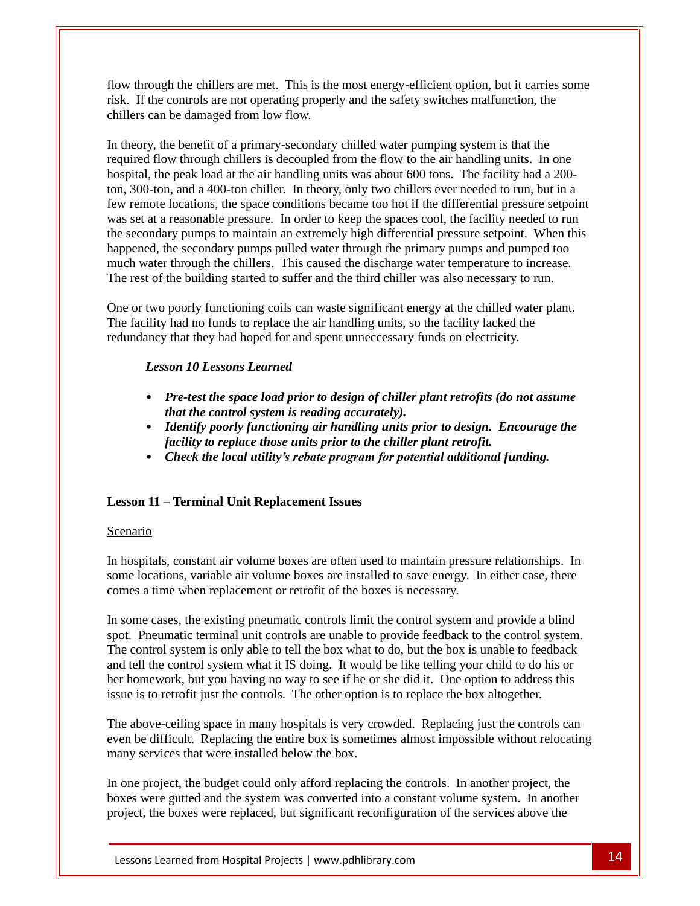flow through the chillers are met. This is the most energy-efficient option, but it carries some risk. If the controls are not operating properly and the safety switches malfunction, the chillers can be damaged from low flow.

In theory, the benefit of a primary-secondary chilled water pumping system is that the required flow through chillers is decoupled from the flow to the air handling units. In one hospital, the peak load at the air handling units was about 600 tons. The facility had a 200-ton, 300-ton, and a 400-ton chiller. In theory, only two chillers ever needed to run, but in a few remote locations, the space conditions became too hot if the differential pressure setpoint was set at a reasonable pressure. In order to keep the spaces cool, the facility needed to run the secondary pumps to maintain an extremely high differential pressure setpoint. When this happened, the secondary pumps pulled water through the primary pumps and pumped too much water through the chillers. This caused the discharge water temperature to increase. The rest of the building started to suffer and the third chiller was also necessary to run.

One or two poorly functioning coils can waste significant energy at the chilled water plant. The facility had no funds to replace the air handling units, so the facility lacked the redundancy that they had hoped for and spent unneccessary funds on electricity.

***Lesson 10 Lessons Learned***

- ***Pre-test the space load prior to design of chiller plant retrofits (do not assume that the control system is reading accurately).***
- ***Identify poorly functioning air handling units prior to design. Encourage the facility to replace those units prior to the chiller plant retrofit.***
- ***Check the local utility's rebate program for potential additional funding.***

## Lesson 11 – Terminal Unit Replacement Issues

Scenario

In hospitals, constant air volume boxes are often used to maintain pressure relationships. In some locations, variable air volume boxes are installed to save energy. In either case, there comes a time when replacement or retrofit of the boxes is necessary.

In some cases, the existing pneumatic controls limit the control system and provide a blind spot. Pneumatic terminal unit controls are unable to provide feedback to the control system. The control system is only able to tell the box what to do, but the box is unable to feedback and tell the control system what it IS doing. It would be like telling your child to do his or her homework, but you having no way to see if he or she did it. One option to address this issue is to retrofit just the controls. The other option is to replace the box altogether.

The above-ceiling space in many hospitals is very crowded. Replacing just the controls can even be difficult. Replacing the entire box is sometimes almost impossible without relocating many services that were installed below the box.

In one project, the budget could only afford replacing the controls. In another project, the boxes were gutted and the system was converted into a constant volume system. In another project, the boxes were replaced, but significant reconfiguration of the services above the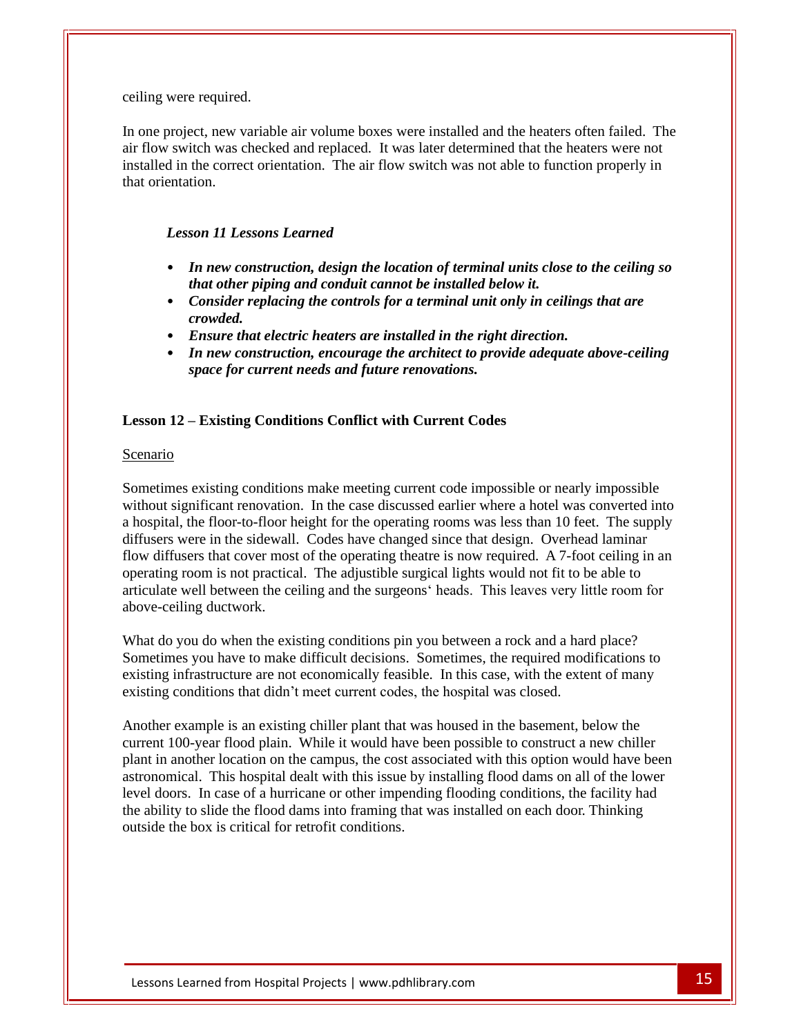ceiling were required.

In one project, new variable air volume boxes were installed and the heaters often failed. The air flow switch was checked and replaced. It was later determined that the heaters were not installed in the correct orientation. The air flow switch was not able to function properly in that orientation.

***Lesson 11 Lessons Learned***

- ***In new construction, design the location of terminal units close to the ceiling so that other piping and conduit cannot be installed below it.***
- ***Consider replacing the controls for a terminal unit only in ceilings that are crowded.***
- ***Ensure that electric heaters are installed in the right direction.***
- ***In new construction, encourage the architect to provide adequate above-ceiling space for current needs and future renovations.***

**Lesson 12 – Existing Conditions Conflict with Current Codes**

Scenario

Sometimes existing conditions make meeting current code impossible or nearly impossible without significant renovation. In the case discussed earlier where a hotel was converted into a hospital, the floor-to-floor height for the operating rooms was less than 10 feet. The supply diffusers were in the sidewall. Codes have changed since that design. Overhead laminar flow diffusers that cover most of the operating theatre is now required. A 7-foot ceiling in an operating room is not practical. The adjustible surgical lights would not fit to be able to articulate well between the ceiling and the surgeons‘ heads. This leaves very little room for above-ceiling ductwork.

What do you do when the existing conditions pin you between a rock and a hard place? Sometimes you have to make difficult decisions. Sometimes, the required modifications to existing infrastructure are not economically feasible. In this case, with the extent of many existing conditions that didn't meet current codes, the hospital was closed.

Another example is an existing chiller plant that was housed in the basement, below the current 100-year flood plain. While it would have been possible to construct a new chiller plant in another location on the campus, the cost associated with this option would have been astronomical. This hospital dealt with this issue by installing flood dams on all of the lower level doors. In case of a hurricane or other impending flooding conditions, the facility had the ability to slide the flood dams into framing that was installed on each door. Thinking outside the box is critical for retrofit conditions.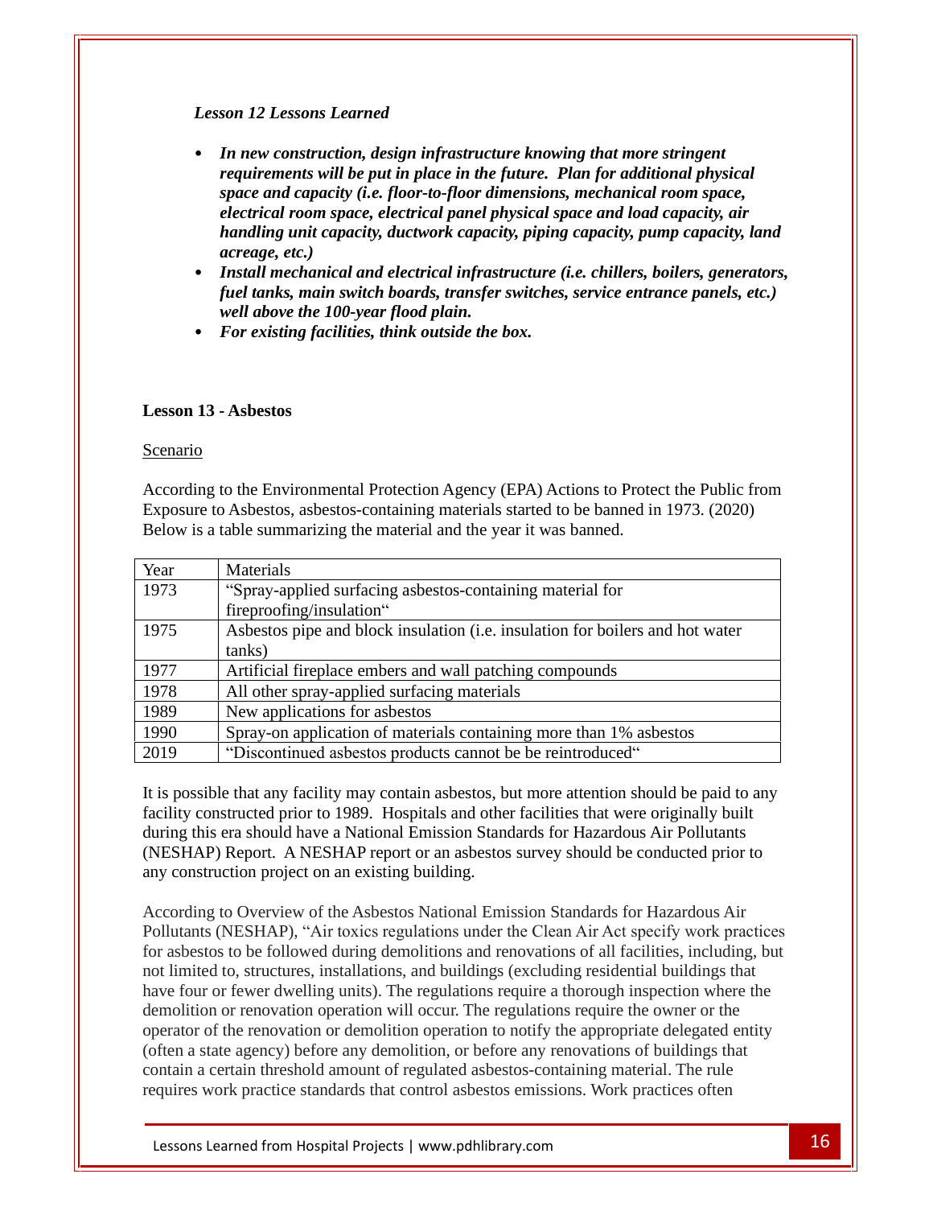***Lesson 12 Lessons Learned***

- ***In new construction, design infrastructure knowing that more stringent requirements will be put in place in the future. Plan for additional physical space and capacity (i.e. floor-to-floor dimensions, mechanical room space, electrical room space, electrical panel physical space and load capacity, air handling unit capacity, ductwork capacity, piping capacity, pump capacity, land acreage, etc.)***
- ***Install mechanical and electrical infrastructure (i.e. chillers, boilers, generators, fuel tanks, main switch boards, transfer switches, service entrance panels, etc.) well above the 100-year flood plain.***
- ***For existing facilities, think outside the box.***

## Lesson 13 - Asbestos

<u>Scenario</u>

According to the Environmental Protection Agency (EPA) Actions to Protect the Public from Exposure to Asbestos, asbestos-containing materials started to be banned in 1973. (2020) Below is a table summarizing the material and the year it was banned.

| Year | Materials |
| --- | --- |
| 1973 | "Spray-applied surfacing asbestos-containing material for fireproofing/insulation" |
| 1975 | Asbestos pipe and block insulation (i.e. insulation for boilers and hot water tanks) |
| 1977 | Artificial fireplace embers and wall patching compounds |
| 1978 | All other spray-applied surfacing materials |
| 1989 | New applications for asbestos |
| 1990 | Spray-on application of materials containing more than 1% asbestos |
| 2019 | "Discontinued asbestos products cannot be be reintroduced" |

It is possible that any facility may contain asbestos, but more attention should be paid to any facility constructed prior to 1989. Hospitals and other facilities that were originally built during this era should have a National Emission Standards for Hazardous Air Pollutants (NESHAP) Report. A NESHAP report or an asbestos survey should be conducted prior to any construction project on an existing building.

According to Overview of the Asbestos National Emission Standards for Hazardous Air Pollutants (NESHAP), "Air toxics regulations under the Clean Air Act specify work practices for asbestos to be followed during demolitions and renovations of all facilities, including, but not limited to, structures, installations, and buildings (excluding residential buildings that have four or fewer dwelling units). The regulations require a thorough inspection where the demolition or renovation operation will occur. The regulations require the owner or the operator of the renovation or demolition operation to notify the appropriate delegated entity (often a state agency) before any demolition, or before any renovations of buildings that contain a certain threshold amount of regulated asbestos-containing material. The rule requires work practice standards that control asbestos emissions. Work practices often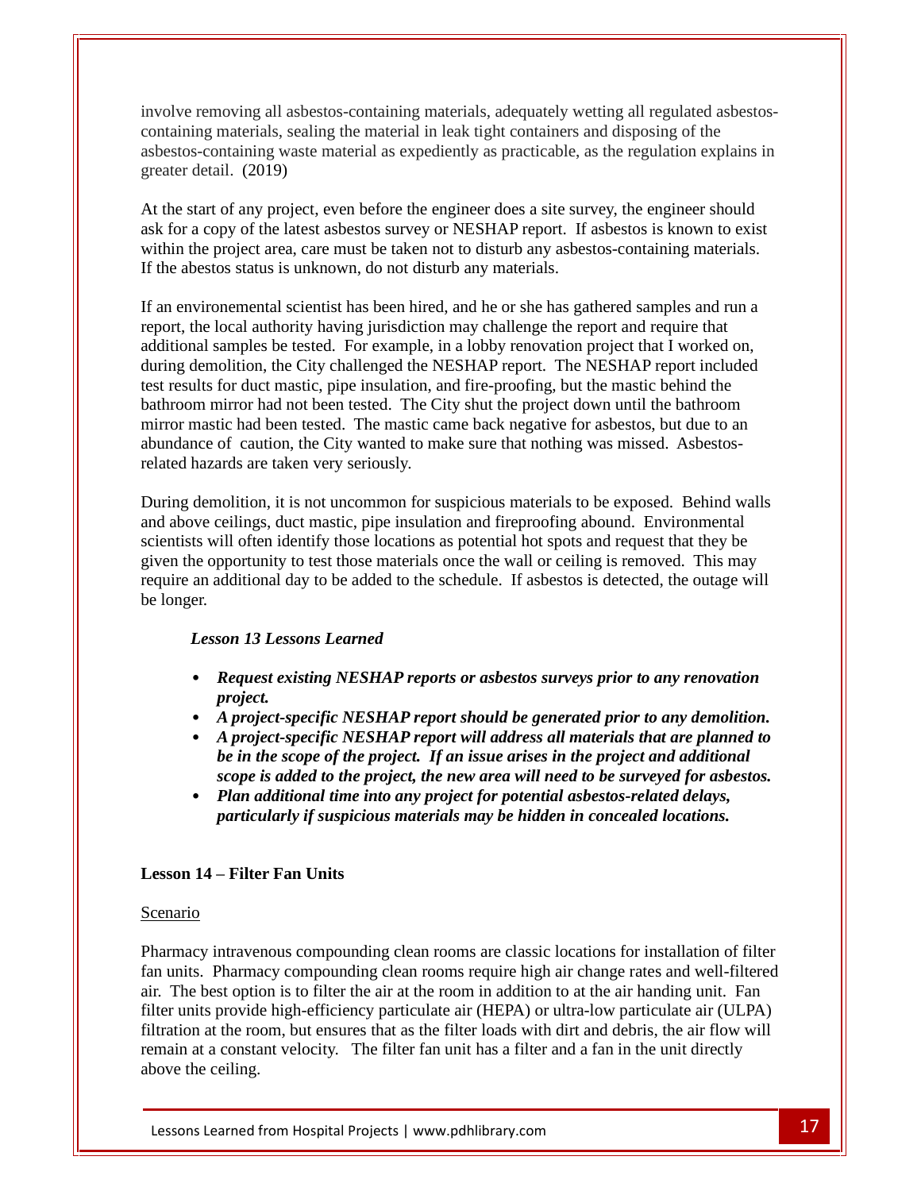involve removing all asbestos-containing materials, adequately wetting all regulated asbestos-containing materials, sealing the material in leak tight containers and disposing of the asbestos-containing waste material as expediently as practicable, as the regulation explains in greater detail. (2019)

At the start of any project, even before the engineer does a site survey, the engineer should ask for a copy of the latest asbestos survey or NESHAP report. If asbestos is known to exist within the project area, care must be taken not to disturb any asbestos-containing materials. If the abestos status is unknown, do not disturb any materials.

If an environemental scientist has been hired, and he or she has gathered samples and run a report, the local authority having jurisdiction may challenge the report and require that additional samples be tested. For example, in a lobby renovation project that I worked on, during demolition, the City challenged the NESHAP report. The NESHAP report included test results for duct mastic, pipe insulation, and fire-proofing, but the mastic behind the bathroom mirror had not been tested. The City shut the project down until the bathroom mirror mastic had been tested. The mastic came back negative for asbestos, but due to an abundance of caution, the City wanted to make sure that nothing was missed. Asbestos-related hazards are taken very seriously.

During demolition, it is not uncommon for suspicious materials to be exposed. Behind walls and above ceilings, duct mastic, pipe insulation and fireproofing abound. Environmental scientists will often identify those locations as potential hot spots and request that they be given the opportunity to test those materials once the wall or ceiling is removed. This may require an additional day to be added to the schedule. If asbestos is detected, the outage will be longer.

***Lesson 13 Lessons Learned***

- ***Request existing NESHAP reports or asbestos surveys prior to any renovation project.***
- ***A project-specific NESHAP report should be generated prior to any demolition.***
- ***A project-specific NESHAP report will address all materials that are planned to be in the scope of the project. If an issue arises in the project and additional scope is added to the project, the new area will need to be surveyed for asbestos.***
- ***Plan additional time into any project for potential asbestos-related delays, particularly if suspicious materials may be hidden in concealed locations.***

## Lesson 14 – Filter Fan Units

Scenario

Pharmacy intravenous compounding clean rooms are classic locations for installation of filter fan units. Pharmacy compounding clean rooms require high air change rates and well-filtered air. The best option is to filter the air at the room in addition to at the air handing unit. Fan filter units provide high-efficiency particulate air (HEPA) or ultra-low particulate air (ULPA) filtration at the room, but ensures that as the filter loads with dirt and debris, the air flow will remain at a constant velocity. The filter fan unit has a filter and a fan in the unit directly above the ceiling.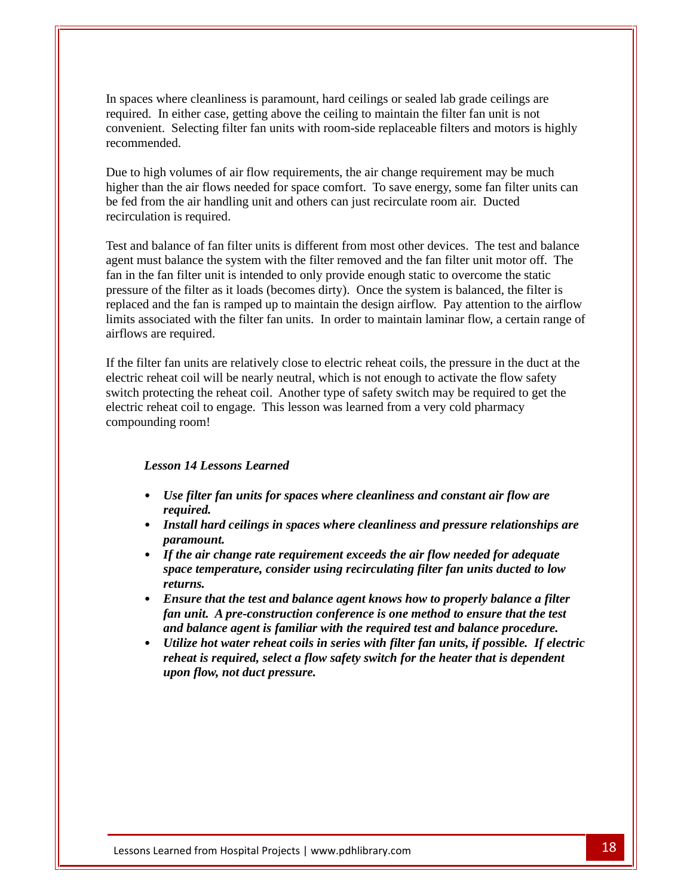In spaces where cleanliness is paramount, hard ceilings or sealed lab grade ceilings are required. In either case, getting above the ceiling to maintain the filter fan unit is not convenient. Selecting filter fan units with room-side replaceable filters and motors is highly recommended.

Due to high volumes of air flow requirements, the air change requirement may be much higher than the air flows needed for space comfort. To save energy, some fan filter units can be fed from the air handling unit and others can just recirculate room air. Ducted recirculation is required.

Test and balance of fan filter units is different from most other devices. The test and balance agent must balance the system with the filter removed and the fan filter unit motor off. The fan in the fan filter unit is intended to only provide enough static to overcome the static pressure of the filter as it loads (becomes dirty). Once the system is balanced, the filter is replaced and the fan is ramped up to maintain the design airflow. Pay attention to the airflow limits associated with the filter fan units. In order to maintain laminar flow, a certain range of airflows are required.

If the filter fan units are relatively close to electric reheat coils, the pressure in the duct at the electric reheat coil will be nearly neutral, which is not enough to activate the flow safety switch protecting the reheat coil. Another type of safety switch may be required to get the electric reheat coil to engage. This lesson was learned from a very cold pharmacy compounding room!

***Lesson 14 Lessons Learned***

- ***Use filter fan units for spaces where cleanliness and constant air flow are required.***
- ***Install hard ceilings in spaces where cleanliness and pressure relationships are paramount.***
- ***If the air change rate requirement exceeds the air flow needed for adequate space temperature, consider using recirculating filter fan units ducted to low returns.***
- ***Ensure that the test and balance agent knows how to properly balance a filter fan unit. A pre-construction conference is one method to ensure that the test and balance agent is familiar with the required test and balance procedure.***
- ***Utilize hot water reheat coils in series with filter fan units, if possible. If electric reheat is required, select a flow safety switch for the heater that is dependent upon flow, not duct pressure.***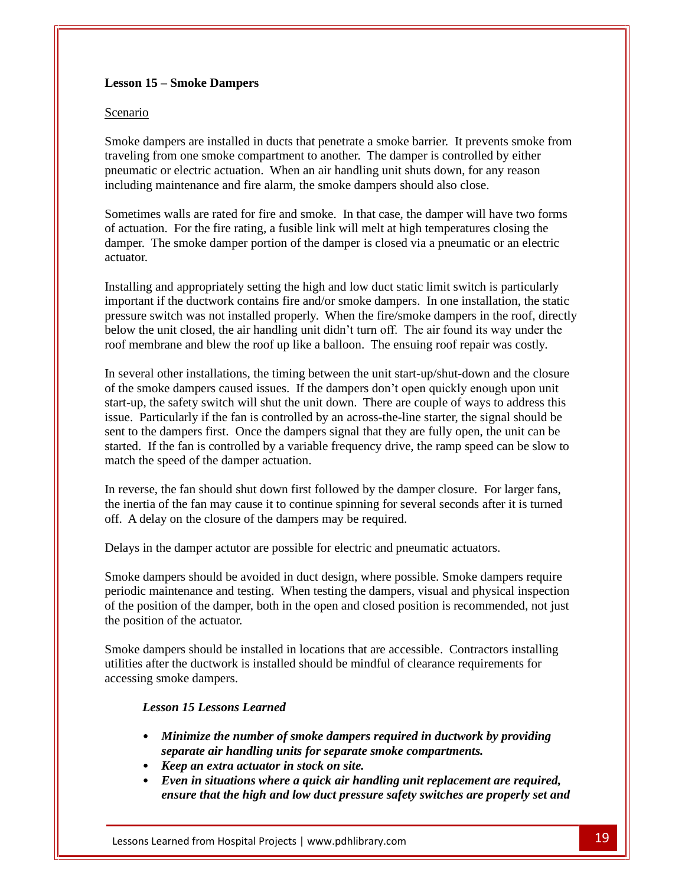**Lesson 15 – Smoke Dampers**

Scenario

Smoke dampers are installed in ducts that penetrate a smoke barrier. It prevents smoke from traveling from one smoke compartment to another. The damper is controlled by either pneumatic or electric actuation. When an air handling unit shuts down, for any reason including maintenance and fire alarm, the smoke dampers should also close.

Sometimes walls are rated for fire and smoke. In that case, the damper will have two forms of actuation. For the fire rating, a fusible link will melt at high temperatures closing the damper. The smoke damper portion of the damper is closed via a pneumatic or an electric actuator.

Installing and appropriately setting the high and low duct static limit switch is particularly important if the ductwork contains fire and/or smoke dampers. In one installation, the static pressure switch was not installed properly. When the fire/smoke dampers in the roof, directly below the unit closed, the air handling unit didn't turn off. The air found its way under the roof membrane and blew the roof up like a balloon. The ensuing roof repair was costly.

In several other installations, the timing between the unit start-up/shut-down and the closure of the smoke dampers caused issues. If the dampers don't open quickly enough upon unit start-up, the safety switch will shut the unit down. There are couple of ways to address this issue. Particularly if the fan is controlled by an across-the-line starter, the signal should be sent to the dampers first. Once the dampers signal that they are fully open, the unit can be started. If the fan is controlled by a variable frequency drive, the ramp speed can be slow to match the speed of the damper actuation.

In reverse, the fan should shut down first followed by the damper closure. For larger fans, the inertia of the fan may cause it to continue spinning for several seconds after it is turned off. A delay on the closure of the dampers may be required.

Delays in the damper actutor are possible for electric and pneumatic actuators.

Smoke dampers should be avoided in duct design, where possible. Smoke dampers require periodic maintenance and testing. When testing the dampers, visual and physical inspection of the position of the damper, both in the open and closed position is recommended, not just the position of the actuator.

Smoke dampers should be installed in locations that are accessible. Contractors installing utilities after the ductwork is installed should be mindful of clearance requirements for accessing smoke dampers.

***Lesson 15 Lessons Learned***

- ***Minimize the number of smoke dampers required in ductwork by providing separate air handling units for separate smoke compartments.***
- ***Keep an extra actuator in stock on site.***
- ***Even in situations where a quick air handling unit replacement are required, ensure that the high and low duct pressure safety switches are properly set and***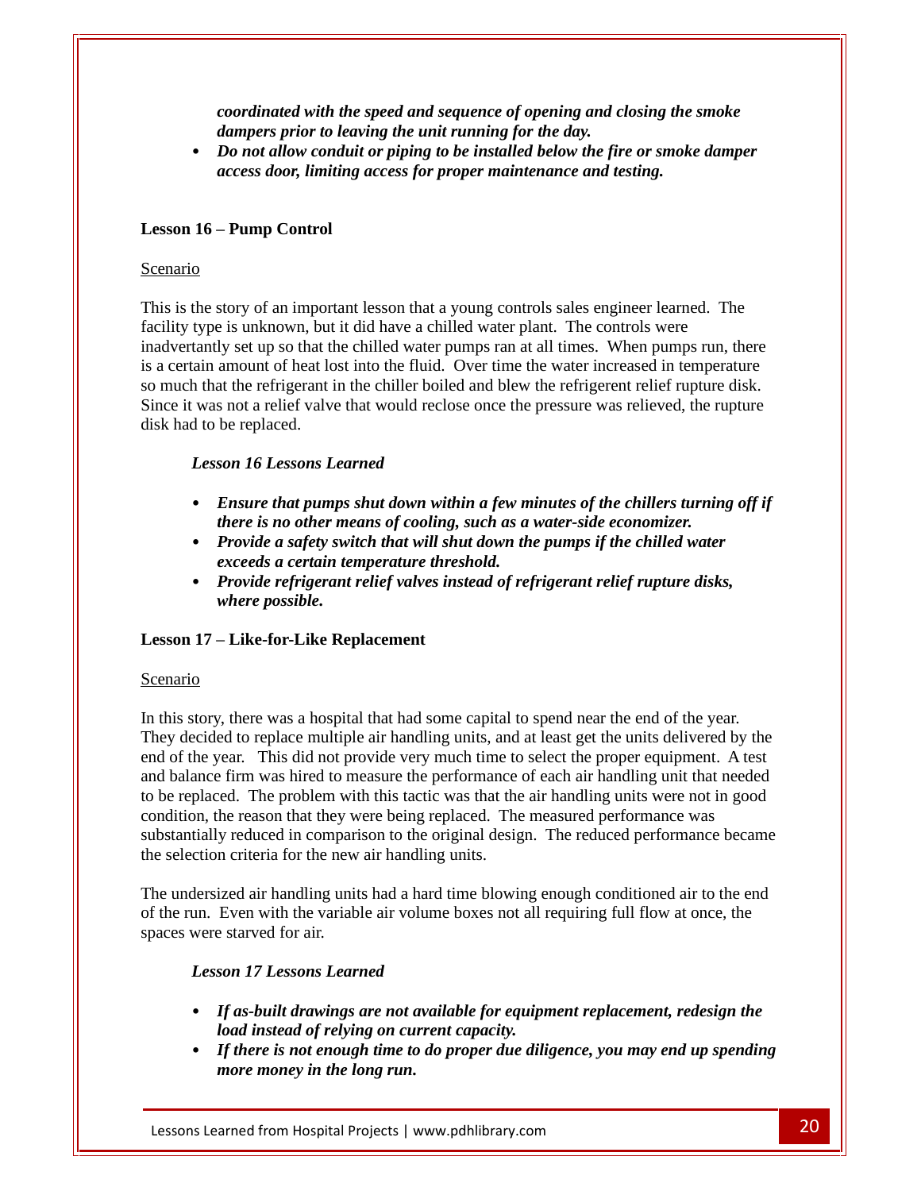- ***coordinated with the speed and sequence of opening and closing the smoke dampers prior to leaving the unit running for the day.***
- ***Do not allow conduit or piping to be installed below the fire or smoke damper access door, limiting access for proper maintenance and testing.***

**Lesson 16 – Pump Control**

Scenario

This is the story of an important lesson that a young controls sales engineer learned. The facility type is unknown, but it did have a chilled water plant. The controls were inadvertantly set up so that the chilled water pumps ran at all times. When pumps run, there is a certain amount of heat lost into the fluid. Over time the water increased in temperature so much that the refrigerant in the chiller boiled and blew the refrigerent relief rupture disk. Since it was not a relief valve that would reclose once the pressure was relieved, the rupture disk had to be replaced.

***Lesson 16 Lessons Learned***

- ***Ensure that pumps shut down within a few minutes of the chillers turning off if there is no other means of cooling, such as a water-side economizer.***
- ***Provide a safety switch that will shut down the pumps if the chilled water exceeds a certain temperature threshold.***
- ***Provide refrigerant relief valves instead of refrigerant relief rupture disks, where possible.***

**Lesson 17 – Like-for-Like Replacement**

Scenario

In this story, there was a hospital that had some capital to spend near the end of the year. They decided to replace multiple air handling units, and at least get the units delivered by the end of the year. This did not provide very much time to select the proper equipment. A test and balance firm was hired to measure the performance of each air handling unit that needed to be replaced. The problem with this tactic was that the air handling units were not in good condition, the reason that they were being replaced. The measured performance was substantially reduced in comparison to the original design. The reduced performance became the selection criteria for the new air handling units.

The undersized air handling units had a hard time blowing enough conditioned air to the end of the run. Even with the variable air volume boxes not all requiring full flow at once, the spaces were starved for air.

***Lesson 17 Lessons Learned***

- ***If as-built drawings are not available for equipment replacement, redesign the load instead of relying on current capacity.***
- ***If there is not enough time to do proper due diligence, you may end up spending more money in the long run.***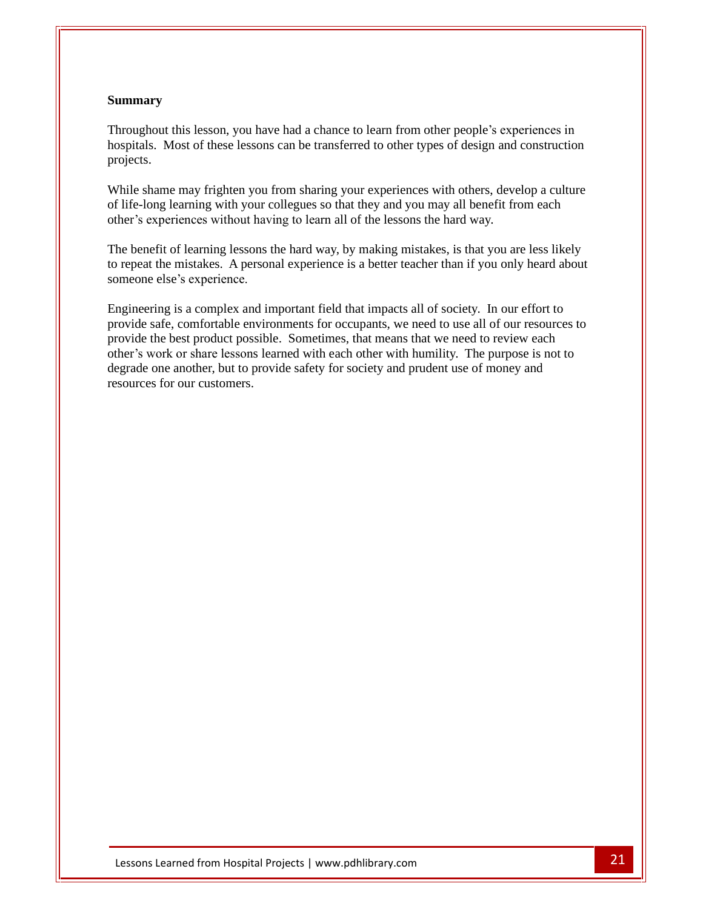## Summary

Throughout this lesson, you have had a chance to learn from other people's experiences in hospitals. Most of these lessons can be transferred to other types of design and construction projects.

While shame may frighten you from sharing your experiences with others, develop a culture of life-long learning with your collegues so that they and you may all benefit from each other's experiences without having to learn all of the lessons the hard way.

The benefit of learning lessons the hard way, by making mistakes, is that you are less likely to repeat the mistakes. A personal experience is a better teacher than if you only heard about someone else's experience.

Engineering is a complex and important field that impacts all of society. In our effort to provide safe, comfortable environments for occupants, we need to use all of our resources to provide the best product possible. Sometimes, that means that we need to review each other's work or share lessons learned with each other with humility. The purpose is not to degrade one another, but to provide safety for society and prudent use of money and resources for our customers.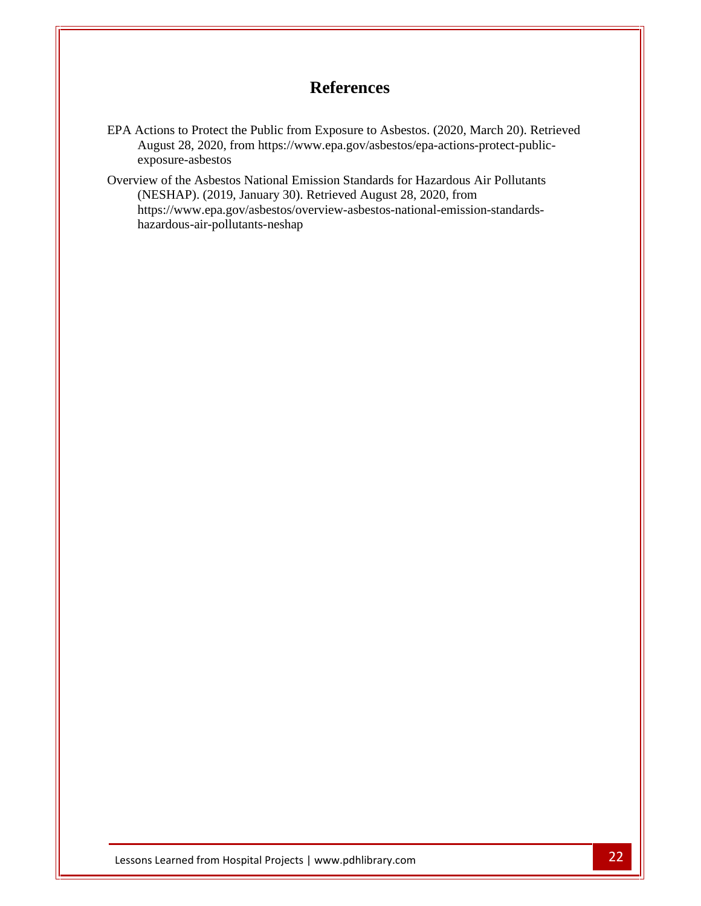# References

EPA Actions to Protect the Public from Exposure to Asbestos. (2020, March 20). Retrieved August 28, 2020, from https://www.epa.gov/asbestos/epa-actions-protect-public-exposure-asbestos

Overview of the Asbestos National Emission Standards for Hazardous Air Pollutants (NESHAP). (2019, January 30). Retrieved August 28, 2020, from https://www.epa.gov/asbestos/overview-asbestos-national-emission-standards-hazardous-air-pollutants-neshap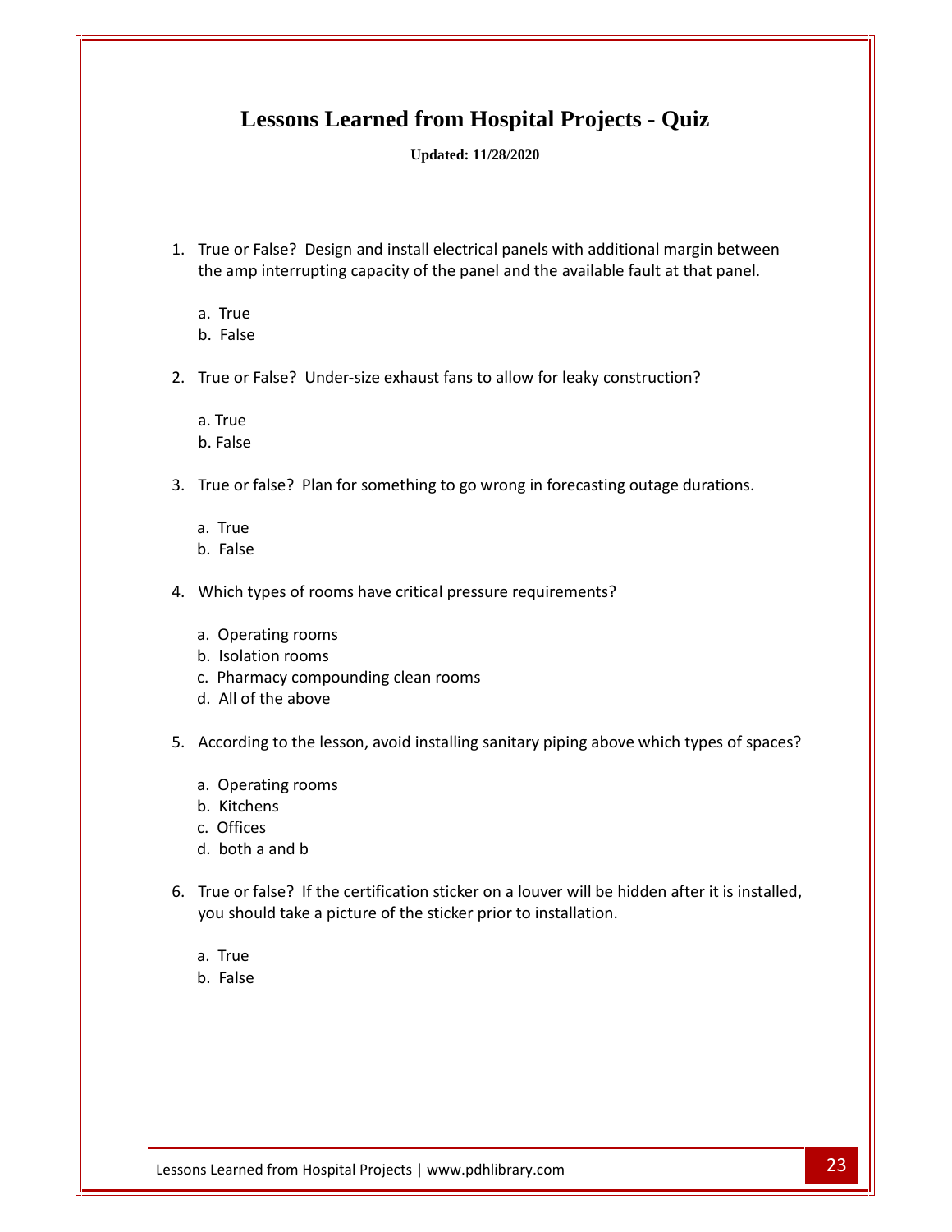# Lessons Learned from Hospital Projects - Quiz

**Updated: 11/28/2020**

1. True or False? Design and install electrical panels with additional margin between the amp interrupting capacity of the panel and the available fault at that panel.

   a. True
   b. False

2. True or False? Under-size exhaust fans to allow for leaky construction?

   a. True
   b. False

3. True or false? Plan for something to go wrong in forecasting outage durations.

   a. True
   b. False

4. Which types of rooms have critical pressure requirements?

   a. Operating rooms
   b. Isolation rooms
   c. Pharmacy compounding clean rooms
   d. All of the above

5. According to the lesson, avoid installing sanitary piping above which types of spaces?

   a. Operating rooms
   b. Kitchens
   c. Offices
   d. both a and b

6. True or false? If the certification sticker on a louver will be hidden after it is installed, you should take a picture of the sticker prior to installation.

   a. True
   b. False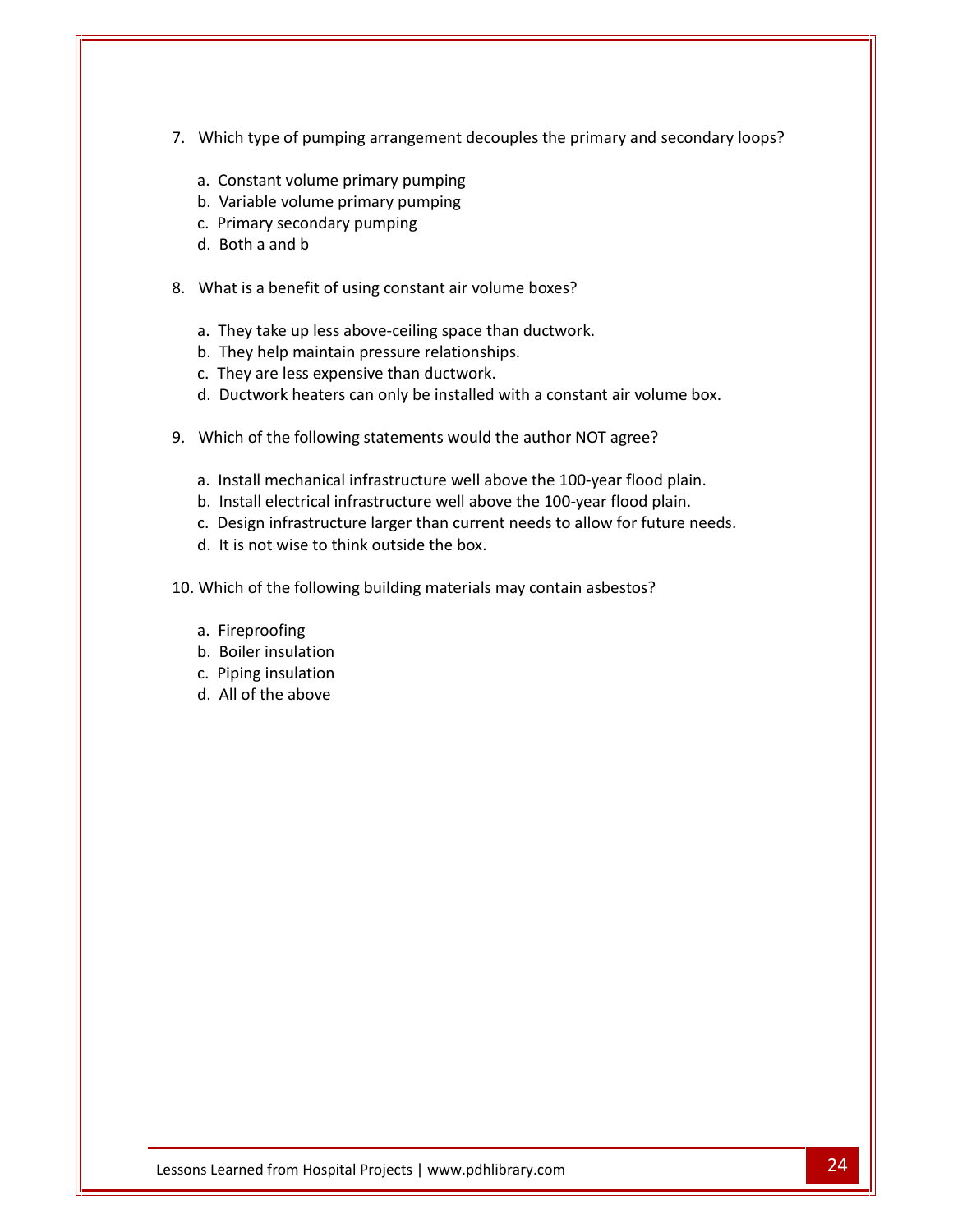7. Which type of pumping arrangement decouples the primary and secondary loops?

   a. Constant volume primary pumping
   b. Variable volume primary pumping
   c. Primary secondary pumping
   d. Both a and b

8. What is a benefit of using constant air volume boxes?

   a. They take up less above-ceiling space than ductwork.
   b. They help maintain pressure relationships.
   c. They are less expensive than ductwork.
   d. Ductwork heaters can only be installed with a constant air volume box.

9. Which of the following statements would the author NOT agree?

   a. Install mechanical infrastructure well above the 100-year flood plain.
   b. Install electrical infrastructure well above the 100-year flood plain.
   c. Design infrastructure larger than current needs to allow for future needs.
   d. It is not wise to think outside the box.

10. Which of the following building materials may contain asbestos?

   a. Fireproofing
   b. Boiler insulation
   c. Piping insulation
   d. All of the above